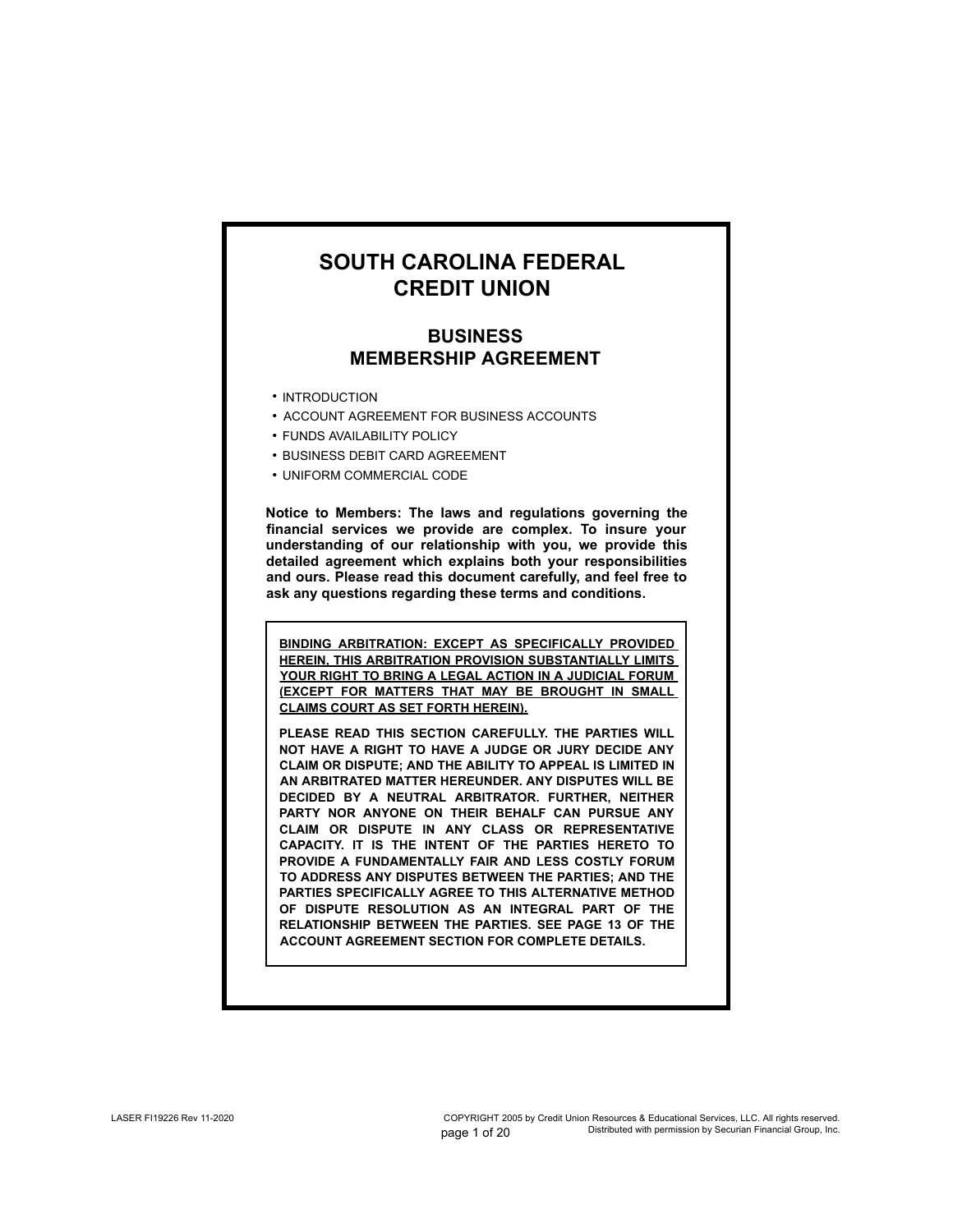# SOUTH CAROLINA FEDERAL CREDIT UNION

## BUSINESS MEMBERSHIP AGREEMENT

- INTRODUCTION
- ACCOUNT AGREEMENT FOR BUSINESS ACCOUNTS
- FUNDS AVAILABILITY POLICY
- BUSINESS DEBIT CARD AGREEMENT
- UNIFORM COMMERCIAL CODE

**Notice to Members: The laws and regulations governing the financial services we provide are complex. To insure your understanding of our relationship with you, we provide this detailed agreement which explains both your responsibilities and ours. Please read this document carefully, and feel free to ask any questions regarding these terms and conditions.**

**<u>BINDING ARBITRATION: EXCEPT AS SPECIFICALLY PROVIDED HEREIN, THIS ARBITRATION PROVISION SUBSTANTIALLY LIMITS YOUR RIGHT TO BRING A LEGAL ACTION IN A JUDICIAL FORUM (EXCEPT FOR MATTERS THAT MAY BE BROUGHT IN SMALL CLAIMS COURT AS SET FORTH HEREIN).</u>**

**PLEASE READ THIS SECTION CAREFULLY. THE PARTIES WILL NOT HAVE A RIGHT TO HAVE A JUDGE OR JURY DECIDE ANY CLAIM OR DISPUTE; AND THE ABILITY TO APPEAL IS LIMITED IN AN ARBITRATED MATTER HEREUNDER. ANY DISPUTES WILL BE DECIDED BY A NEUTRAL ARBITRATOR. FURTHER, NEITHER PARTY NOR ANYONE ON THEIR BEHALF CAN PURSUE ANY CLAIM OR DISPUTE IN ANY CLASS OR REPRESENTATIVE CAPACITY. IT IS THE INTENT OF THE PARTIES HERETO TO PROVIDE A FUNDAMENTALLY FAIR AND LESS COSTLY FORUM TO ADDRESS ANY DISPUTES BETWEEN THE PARTIES; AND THE PARTIES SPECIFICALLY AGREE TO THIS ALTERNATIVE METHOD OF DISPUTE RESOLUTION AS AN INTEGRAL PART OF THE RELATIONSHIP BETWEEN THE PARTIES. SEE PAGE 13 OF THE ACCOUNT AGREEMENT SECTION FOR COMPLETE DETAILS.**

LASER FI19226 Rev 11-2020

COPYRIGHT 2005 by Credit Union Resources & Educational Services, LLC. All rights reserved. Distributed with permission by Securian Financial Group, Inc.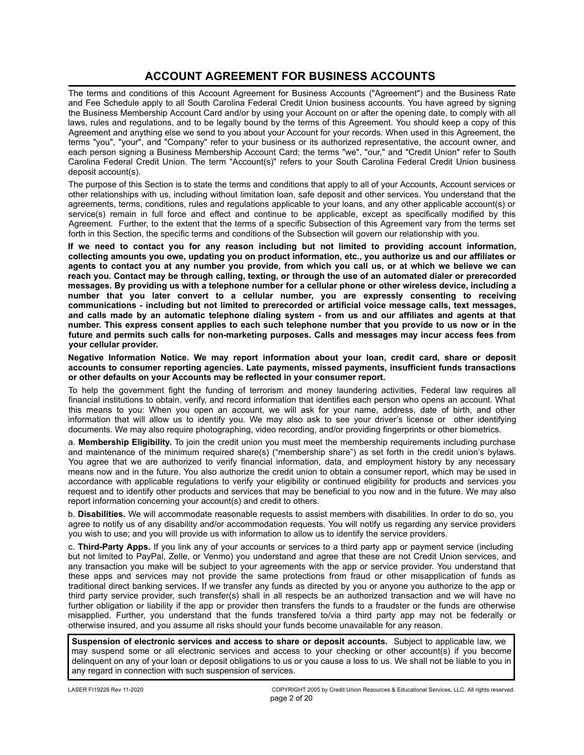# ACCOUNT AGREEMENT FOR BUSINESS ACCOUNTS

The terms and conditions of this Account Agreement for Business Accounts ("Agreement") and the Business Rate and Fee Schedule apply to all South Carolina Federal Credit Union business accounts. You have agreed by signing the Business Membership Account Card and/or by using your Account on or after the opening date, to comply with all laws, rules and regulations, and to be legally bound by the terms of this Agreement. You should keep a copy of this Agreement and anything else we send to you about your Account for your records. When used in this Agreement, the terms "you", "your", and "Company" refer to your business or its authorized representative, the account owner, and each person signing a Business Membership Account Card; the terms "we", "our," and "Credit Union" refer to South Carolina Federal Credit Union. The term "Account(s)" refers to your South Carolina Federal Credit Union business deposit account(s).

The purpose of this Section is to state the terms and conditions that apply to all of your Accounts, Account services or other relationships with us, including without limitation loan, safe deposit and other services. You understand that the agreements, terms, conditions, rules and regulations applicable to your loans, and any other applicable account(s) or service(s) remain in full force and effect and continue to be applicable, except as specifically modified by this Agreement. Further, to the extent that the terms of a specific Subsection of this Agreement vary from the terms set forth in this Section, the specific terms and conditions of the Subsection will govern our relationship with you.

**If we need to contact you for any reason including but not limited to providing account information, collecting amounts you owe, updating you on product information, etc., you authorize us and our affiliates or agents to contact you at any number you provide, from which you call us, or at which we believe we can reach you. Contact may be through calling, texting, or through the use of an automated dialer or prerecorded messages. By providing us with a telephone number for a cellular phone or other wireless device, including a number that you later convert to a cellular number, you are expressly consenting to receiving communications - including but not limited to prerecorded or artificial voice message calls, text messages, and calls made by an automatic telephone dialing system - from us and our affiliates and agents at that number. This express consent applies to each such telephone number that you provide to us now or in the future and permits such calls for non-marketing purposes. Calls and messages may incur access fees from your cellular provider.**

**Negative Information Notice. We may report information about your loan, credit card, share or deposit accounts to consumer reporting agencies. Late payments, missed payments, insufficient funds transactions or other defaults on your Accounts may be reflected in your consumer report.**

To help the government fight the funding of terrorism and money laundering activities, Federal law requires all financial institutions to obtain, verify, and record information that identifies each person who opens an account. What this means to you: When you open an account, we will ask for your name, address, date of birth, and other information that will allow us to identify you. We may also ask to see your driver's license or other identifying documents. We may also require photographing, video recording, and/or providing fingerprints or other biometrics.

a. **Membership Eligibility.** To join the credit union you must meet the membership requirements including purchase and maintenance of the minimum required share(s) ("membership share") as set forth in the credit union's bylaws. You agree that we are authorized to verify financial information, data, and employment history by any necessary means now and in the future. You also authorize the credit union to obtain a consumer report, which may be used in accordance with applicable regulations to verify your eligibility or continued eligibility for products and services you request and to identify other products and services that may be beneficial to you now and in the future. We may also report information concerning your account(s) and credit to others.

b. **Disabilities.** We will accommodate reasonable requests to assist members with disabilities. In order to do so, you agree to notify us of any disability and/or accommodation requests. You will notify us regarding any service providers you wish to use; and you will provide us with information to allow us to identify the service providers.

c. **Third-Party Apps.** If you link any of your accounts or services to a third party app or payment service (including but not limited to PayPal, Zelle, or Venmo) you understand and agree that these are not Credit Union services, and any transaction you make will be subject to your agreements with the app or service provider. You understand that these apps and services may not provide the same protections from fraud or other misapplication of funds as traditional direct banking services. If we transfer any funds as directed by you or anyone you authorize to the app or third party service provider, such transfer(s) shall in all respects be an authorized transaction and we will have no further obligation or liability if the app or provider then transfers the funds to a fraudster or the funds are otherwise misapplied. Further, you understand that the funds transfered to/via a third party app may not be federally or otherwise insured, and you assume all risks should your funds become unavailable for any reason.

**Suspension of electronic services and access to share or deposit accounts.** Subject to applicable law, we may suspend some or all electronic services and access to your checking or other account(s) if you become delinquent on any of your loan or deposit obligations to us or you cause a loss to us. We shall not be liable to you in any regard in connection with such suspension of services.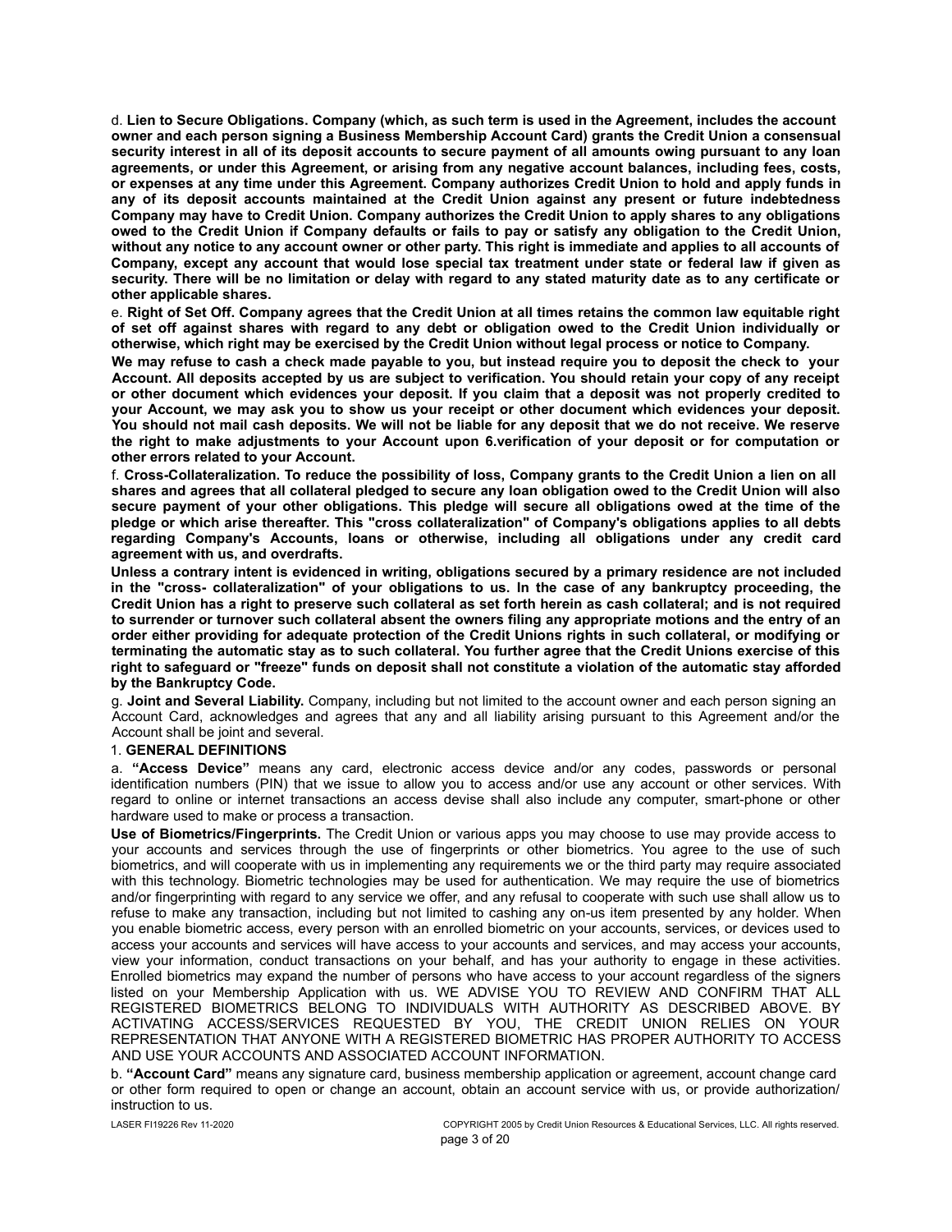d. **Lien to Secure Obligations. Company (which, as such term is used in the Agreement, includes the account owner and each person signing a Business Membership Account Card) grants the Credit Union a consensual security interest in all of its deposit accounts to secure payment of all amounts owing pursuant to any loan agreements, or under this Agreement, or arising from any negative account balances, including fees, costs, or expenses at any time under this Agreement. Company authorizes Credit Union to hold and apply funds in any of its deposit accounts maintained at the Credit Union against any present or future indebtedness Company may have to Credit Union. Company authorizes the Credit Union to apply shares to any obligations owed to the Credit Union if Company defaults or fails to pay or satisfy any obligation to the Credit Union, without any notice to any account owner or other party. This right is immediate and applies to all accounts of Company, except any account that would lose special tax treatment under state or federal law if given as security. There will be no limitation or delay with regard to any stated maturity date as to any certificate or other applicable shares.**

e. **Right of Set Off. Company agrees that the Credit Union at all times retains the common law equitable right of set off against shares with regard to any debt or obligation owed to the Credit Union individually or otherwise, which right may be exercised by the Credit Union without legal process or notice to Company.**

**We may refuse to cash a check made payable to you, but instead require you to deposit the check to your Account. All deposits accepted by us are subject to verification. You should retain your copy of any receipt or other document which evidences your deposit. If you claim that a deposit was not properly credited to your Account, we may ask you to show us your receipt or other document which evidences your deposit. You should not mail cash deposits. We will not be liable for any deposit that we do not receive. We reserve the right to make adjustments to your Account upon 6.verification of your deposit or for computation or other errors related to your Account.**

f. **Cross-Collateralization. To reduce the possibility of loss, Company grants to the Credit Union a lien on all shares and agrees that all collateral pledged to secure any loan obligation owed to the Credit Union will also secure payment of your other obligations. This pledge will secure all obligations owed at the time of the pledge or which arise thereafter. This "cross collateralization" of Company's obligations applies to all debts regarding Company's Accounts, loans or otherwise, including all obligations under any credit card agreement with us, and overdrafts.**

**Unless a contrary intent is evidenced in writing, obligations secured by a primary residence are not included in the "cross- collateralization" of your obligations to us. In the case of any bankruptcy proceeding, the Credit Union has a right to preserve such collateral as set forth herein as cash collateral; and is not required to surrender or turnover such collateral absent the owners filing any appropriate motions and the entry of an order either providing for adequate protection of the Credit Unions rights in such collateral, or modifying or terminating the automatic stay as to such collateral. You further agree that the Credit Unions exercise of this right to safeguard or "freeze" funds on deposit shall not constitute a violation of the automatic stay afforded by the Bankruptcy Code.**

g. **Joint and Several Liability.** Company, including but not limited to the account owner and each person signing an Account Card, acknowledges and agrees that any and all liability arising pursuant to this Agreement and/or the Account shall be joint and several.

## 1. GENERAL DEFINITIONS

a. **"Access Device"** means any card, electronic access device and/or any codes, passwords or personal identification numbers (PIN) that we issue to allow you to access and/or use any account or other services. With regard to online or internet transactions an access devise shall also include any computer, smart-phone or other hardware used to make or process a transaction.

**Use of Biometrics/Fingerprints.** The Credit Union or various apps you may choose to use may provide access to your accounts and services through the use of fingerprints or other biometrics. You agree to the use of such biometrics, and will cooperate with us in implementing any requirements we or the third party may require associated with this technology. Biometric technologies may be used for authentication. We may require the use of biometrics and/or fingerprinting with regard to any service we offer, and any refusal to cooperate with such use shall allow us to refuse to make any transaction, including but not limited to cashing any on-us item presented by any holder. When you enable biometric access, every person with an enrolled biometric on your accounts, services, or devices used to access your accounts and services will have access to your accounts and services, and may access your accounts, view your information, conduct transactions on your behalf, and has your authority to engage in these activities. Enrolled biometrics may expand the number of persons who have access to your account regardless of the signers listed on your Membership Application with us. WE ADVISE YOU TO REVIEW AND CONFIRM THAT ALL REGISTERED BIOMETRICS BELONG TO INDIVIDUALS WITH AUTHORITY AS DESCRIBED ABOVE. BY ACTIVATING ACCESS/SERVICES REQUESTED BY YOU, THE CREDIT UNION RELIES ON YOUR REPRESENTATION THAT ANYONE WITH A REGISTERED BIOMETRIC HAS PROPER AUTHORITY TO ACCESS AND USE YOUR ACCOUNTS AND ASSOCIATED ACCOUNT INFORMATION.

b. **"Account Card"** means any signature card, business membership application or agreement, account change card or other form required to open or change an account, obtain an account service with us, or provide authorization/ instruction to us.

LASER FI19226 Rev 11-2020 COPYRIGHT 2005 by Credit Union Resources & Educational Services, LLC. All rights reserved.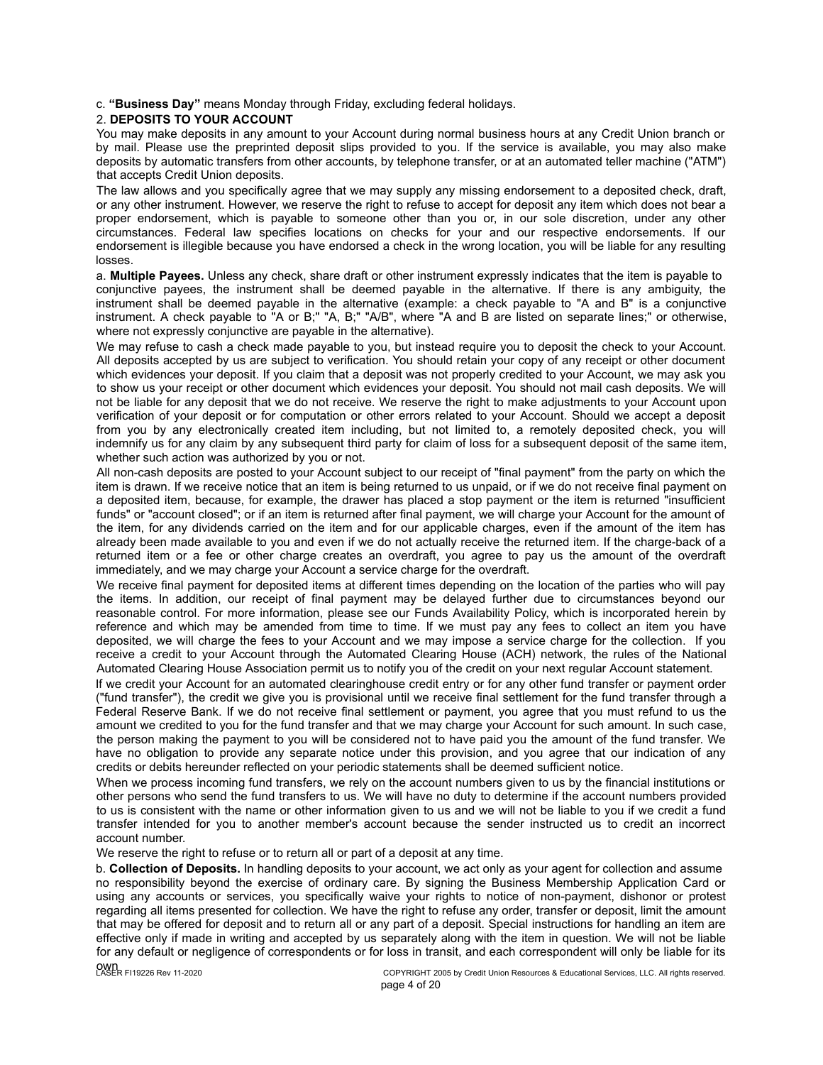c. **"Business Day"** means Monday through Friday, excluding federal holidays.

2. **DEPOSITS TO YOUR ACCOUNT**

You may make deposits in any amount to your Account during normal business hours at any Credit Union branch or by mail. Please use the preprinted deposit slips provided to you. If the service is available, you may also make deposits by automatic transfers from other accounts, by telephone transfer, or at an automated teller machine ("ATM") that accepts Credit Union deposits.

The law allows and you specifically agree that we may supply any missing endorsement to a deposited check, draft, or any other instrument. However, we reserve the right to refuse to accept for deposit any item which does not bear a proper endorsement, which is payable to someone other than you or, in our sole discretion, under any other circumstances. Federal law specifies locations on checks for your and our respective endorsements. If our endorsement is illegible because you have endorsed a check in the wrong location, you will be liable for any resulting losses.

a. **Multiple Payees.** Unless any check, share draft or other instrument expressly indicates that the item is payable to conjunctive payees, the instrument shall be deemed payable in the alternative. If there is any ambiguity, the instrument shall be deemed payable in the alternative (example: a check payable to "A and B" is a conjunctive instrument. A check payable to "A or B;" "A, B;" "A/B", where "A and B are listed on separate lines;" or otherwise, where not expressly conjunctive are payable in the alternative).

We may refuse to cash a check made payable to you, but instead require you to deposit the check to your Account. All deposits accepted by us are subject to verification. You should retain your copy of any receipt or other document which evidences your deposit. If you claim that a deposit was not properly credited to your Account, we may ask you to show us your receipt or other document which evidences your deposit. You should not mail cash deposits. We will not be liable for any deposit that we do not receive. We reserve the right to make adjustments to your Account upon verification of your deposit or for computation or other errors related to your Account. Should we accept a deposit from you by any electronically created item including, but not limited to, a remotely deposited check, you will indemnify us for any claim by any subsequent third party for claim of loss for a subsequent deposit of the same item, whether such action was authorized by you or not.

All non-cash deposits are posted to your Account subject to our receipt of "final payment" from the party on which the item is drawn. If we receive notice that an item is being returned to us unpaid, or if we do not receive final payment on a deposited item, because, for example, the drawer has placed a stop payment or the item is returned "insufficient funds" or "account closed"; or if an item is returned after final payment, we will charge your Account for the amount of the item, for any dividends carried on the item and for our applicable charges, even if the amount of the item has already been made available to you and even if we do not actually receive the returned item. If the charge-back of a returned item or a fee or other charge creates an overdraft, you agree to pay us the amount of the overdraft immediately, and we may charge your Account a service charge for the overdraft.

We receive final payment for deposited items at different times depending on the location of the parties who will pay the items. In addition, our receipt of final payment may be delayed further due to circumstances beyond our reasonable control. For more information, please see our Funds Availability Policy, which is incorporated herein by reference and which may be amended from time to time. If we must pay any fees to collect an item you have deposited, we will charge the fees to your Account and we may impose a service charge for the collection. If you receive a credit to your Account through the Automated Clearing House (ACH) network, the rules of the National Automated Clearing House Association permit us to notify you of the credit on your next regular Account statement.

If we credit your Account for an automated clearinghouse credit entry or for any other fund transfer or payment order ("fund transfer"), the credit we give you is provisional until we receive final settlement for the fund transfer through a Federal Reserve Bank. If we do not receive final settlement or payment, you agree that you must refund to us the amount we credited to you for the fund transfer and that we may charge your Account for such amount. In such case, the person making the payment to you will be considered not to have paid you the amount of the fund transfer. We have no obligation to provide any separate notice under this provision, and you agree that our indication of any credits or debits hereunder reflected on your periodic statements shall be deemed sufficient notice.

When we process incoming fund transfers, we rely on the account numbers given to us by the financial institutions or other persons who send the fund transfers to us. We will have no duty to determine if the account numbers provided to us is consistent with the name or other information given to us and we will not be liable to you if we credit a fund transfer intended for you to another member's account because the sender instructed us to credit an incorrect account number.

We reserve the right to refuse or to return all or part of a deposit at any time.

b. **Collection of Deposits.** In handling deposits to your account, we act only as your agent for collection and assume no responsibility beyond the exercise of ordinary care. By signing the Business Membership Application Card or using any accounts or services, you specifically waive your rights to notice of non-payment, dishonor or protest regarding all items presented for collection. We have the right to refuse any order, transfer or deposit, limit the amount that may be offered for deposit and to return all or any part of a deposit. Special instructions for handling an item are effective only if made in writing and accepted by us separately along with the item in question. We will not be liable for any default or negligence of correspondents or for loss in transit, and each correspondent will only be liable for its own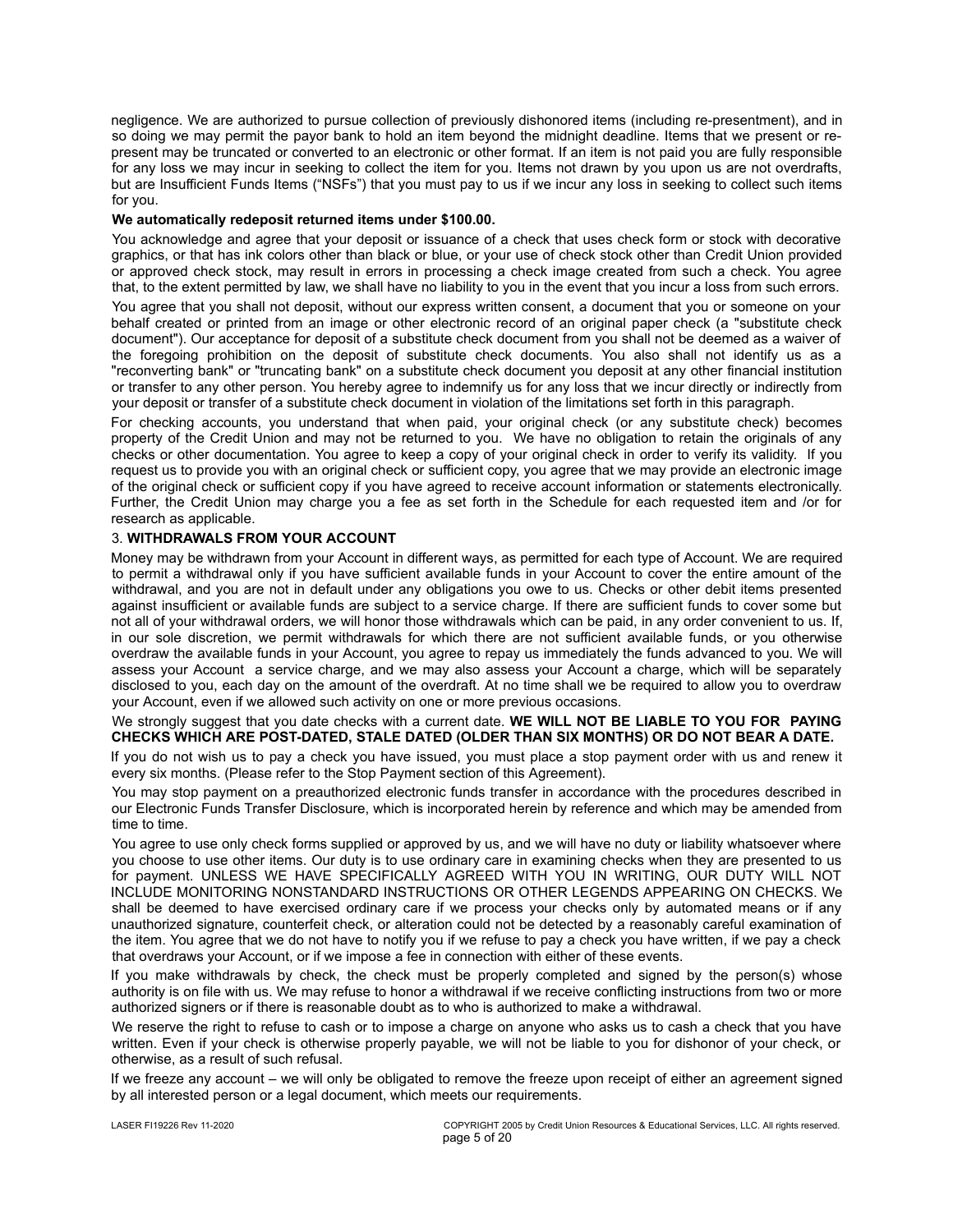negligence. We are authorized to pursue collection of previously dishonored items (including re-presentment), and in so doing we may permit the payor bank to hold an item beyond the midnight deadline. Items that we present or re-present may be truncated or converted to an electronic or other format. If an item is not paid you are fully responsible for any loss we may incur in seeking to collect the item for you. Items not drawn by you upon us are not overdrafts, but are Insufficient Funds Items ("NSFs") that you must pay to us if we incur any loss in seeking to collect such items for you.

**We automatically redeposit returned items under $100.00.**

You acknowledge and agree that your deposit or issuance of a check that uses check form or stock with decorative graphics, or that has ink colors other than black or blue, or your use of check stock other than Credit Union provided or approved check stock, may result in errors in processing a check image created from such a check. You agree that, to the extent permitted by law, we shall have no liability to you in the event that you incur a loss from such errors.

You agree that you shall not deposit, without our express written consent, a document that you or someone on your behalf created or printed from an image or other electronic record of an original paper check (a "substitute check document"). Our acceptance for deposit of a substitute check document from you shall not be deemed as a waiver of the foregoing prohibition on the deposit of substitute check documents. You also shall not identify us as a "reconverting bank" or "truncating bank" on a substitute check document you deposit at any other financial institution or transfer to any other person. You hereby agree to indemnify us for any loss that we incur directly or indirectly from your deposit or transfer of a substitute check document in violation of the limitations set forth in this paragraph.

For checking accounts, you understand that when paid, your original check (or any substitute check) becomes property of the Credit Union and may not be returned to you. We have no obligation to retain the originals of any checks or other documentation. You agree to keep a copy of your original check in order to verify its validity. If you request us to provide you with an original check or sufficient copy, you agree that we may provide an electronic image of the original check or sufficient copy if you have agreed to receive account information or statements electronically. Further, the Credit Union may charge you a fee as set forth in the Schedule for each requested item and /or for research as applicable.

## 3. WITHDRAWALS FROM YOUR ACCOUNT

Money may be withdrawn from your Account in different ways, as permitted for each type of Account. We are required to permit a withdrawal only if you have sufficient available funds in your Account to cover the entire amount of the withdrawal, and you are not in default under any obligations you owe to us. Checks or other debit items presented against insufficient or available funds are subject to a service charge. If there are sufficient funds to cover some but not all of your withdrawal orders, we will honor those withdrawals which can be paid, in any order convenient to us. If, in our sole discretion, we permit withdrawals for which there are not sufficient available funds, or you otherwise overdraw the available funds in your Account, you agree to repay us immediately the funds advanced to you. We will assess your Account a service charge, and we may also assess your Account a charge, which will be separately disclosed to you, each day on the amount of the overdraft. At no time shall we be required to allow you to overdraw your Account, even if we allowed such activity on one or more previous occasions.

We strongly suggest that you date checks with a current date. **WE WILL NOT BE LIABLE TO YOU FOR PAYING CHECKS WHICH ARE POST-DATED, STALE DATED (OLDER THAN SIX MONTHS) OR DO NOT BEAR A DATE.**

If you do not wish us to pay a check you have issued, you must place a stop payment order with us and renew it every six months. (Please refer to the Stop Payment section of this Agreement).

You may stop payment on a preauthorized electronic funds transfer in accordance with the procedures described in our Electronic Funds Transfer Disclosure, which is incorporated herein by reference and which may be amended from time to time.

You agree to use only check forms supplied or approved by us, and we will have no duty or liability whatsoever where you choose to use other items. Our duty is to use ordinary care in examining checks when they are presented to us for payment. UNLESS WE HAVE SPECIFICALLY AGREED WITH YOU IN WRITING, OUR DUTY WILL NOT INCLUDE MONITORING NONSTANDARD INSTRUCTIONS OR OTHER LEGENDS APPEARING ON CHECKS. We shall be deemed to have exercised ordinary care if we process your checks only by automated means or if any unauthorized signature, counterfeit check, or alteration could not be detected by a reasonably careful examination of the item. You agree that we do not have to notify you if we refuse to pay a check you have written, if we pay a check that overdraws your Account, or if we impose a fee in connection with either of these events.

If you make withdrawals by check, the check must be properly completed and signed by the person(s) whose authority is on file with us. We may refuse to honor a withdrawal if we receive conflicting instructions from two or more authorized signers or if there is reasonable doubt as to who is authorized to make a withdrawal.

We reserve the right to refuse to cash or to impose a charge on anyone who asks us to cash a check that you have written. Even if your check is otherwise properly payable, we will not be liable to you for dishonor of your check, or otherwise, as a result of such refusal.

If we freeze any account – we will only be obligated to remove the freeze upon receipt of either an agreement signed by all interested person or a legal document, which meets our requirements.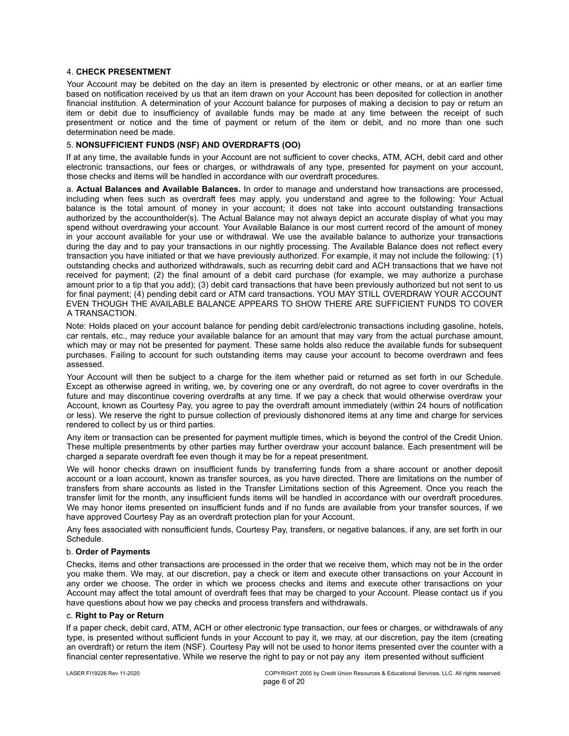4. **CHECK PRESENTMENT**

Your Account may be debited on the day an item is presented by electronic or other means, or at an earlier time based on notification received by us that an item drawn on your Account has been deposited for collection in another financial institution. A determination of your Account balance for purposes of making a decision to pay or return an item or debit due to insufficiency of available funds may be made at any time between the receipt of such presentment or notice and the time of payment or return of the item or debit, and no more than one such determination need be made.

5. **NONSUFFICIENT FUNDS (NSF) AND OVERDRAFTS (OO)**

If at any time, the available funds in your Account are not sufficient to cover checks, ATM, ACH, debit card and other electronic transactions, our fees or charges, or withdrawals of any type, presented for payment on your account, those checks and items will be handled in accordance with our overdraft procedures.

a. **Actual Balances and Available Balances.** In order to manage and understand how transactions are processed, including when fees such as overdraft fees may apply, you understand and agree to the following: Your Actual balance is the total amount of money in your account; it does not take into account outstanding transactions authorized by the accountholder(s). The Actual Balance may not always depict an accurate display of what you may spend without overdrawing your account. Your Available Balance is our most current record of the amount of money in your account available for your use or withdrawal. We use the available balance to authorize your transactions during the day and to pay your transactions in our nightly processing. The Available Balance does not reflect every transaction you have initiated or that we have previously authorized. For example, it may not include the following: (1) outstanding checks and authorized withdrawals, such as recurring debit card and ACH transactions that we have not received for payment; (2) the final amount of a debit card purchase (for example, we may authorize a purchase amount prior to a tip that you add); (3) debit card transactions that have been previously authorized but not sent to us for final payment; (4) pending debit card or ATM card transactions. YOU MAY STILL OVERDRAW YOUR ACCOUNT EVEN THOUGH THE AVAILABLE BALANCE APPEARS TO SHOW THERE ARE SUFFICIENT FUNDS TO COVER A TRANSACTION.

Note: Holds placed on your account balance for pending debit card/electronic transactions including gasoline, hotels, car rentals, etc., may reduce your available balance for an amount that may vary from the actual purchase amount, which may or may not be presented for payment. These same holds also reduce the available funds for subsequent purchases. Failing to account for such outstanding items may cause your account to become overdrawn and fees assessed.

Your Account will then be subject to a charge for the item whether paid or returned as set forth in our Schedule. Except as otherwise agreed in writing, we, by covering one or any overdraft, do not agree to cover overdrafts in the future and may discontinue covering overdrafts at any time. If we pay a check that would otherwise overdraw your Account, known as Courtesy Pay, you agree to pay the overdraft amount immediately (within 24 hours of notification or less). We reserve the right to pursue collection of previously dishonored items at any time and charge for services rendered to collect by us or third parties.

Any item or transaction can be presented for payment multiple times, which is beyond the control of the Credit Union. These multiple presentments by other parties may further overdraw your account balance. Each presentment will be charged a separate overdraft fee even though it may be for a repeat presentment.

We will honor checks drawn on insufficient funds by transferring funds from a share account or another deposit account or a loan account, known as transfer sources, as you have directed. There are limitations on the number of transfers from share accounts as listed in the Transfer Limitations section of this Agreement. Once you reach the transfer limit for the month, any insufficient funds items will be handled in accordance with our overdraft procedures. We may honor items presented on insufficient funds and if no funds are available from your transfer sources, if we have approved Courtesy Pay as an overdraft protection plan for your Account.

Any fees associated with nonsufficient funds, Courtesy Pay, transfers, or negative balances, if any, are set forth in our Schedule.

b. **Order of Payments**

Checks, items and other transactions are processed in the order that we receive them, which may not be in the order you make them. We may, at our discretion, pay a check or item and execute other transactions on your Account in any order we choose. The order in which we process checks and items and execute other transactions on your Account may affect the total amount of overdraft fees that may be charged to your Account. Please contact us if you have questions about how we pay checks and process transfers and withdrawals.

c. **Right to Pay or Return**

If a paper check, debit card, ATM, ACH or other electronic type transaction, our fees or charges, or withdrawals of any type, is presented without sufficient funds in your Account to pay it, we may, at our discretion, pay the item (creating an overdraft) or return the item (NSF). Courtesy Pay will not be used to honor items presented over the counter with a financial center representative. While we reserve the right to pay or not pay any item presented without sufficient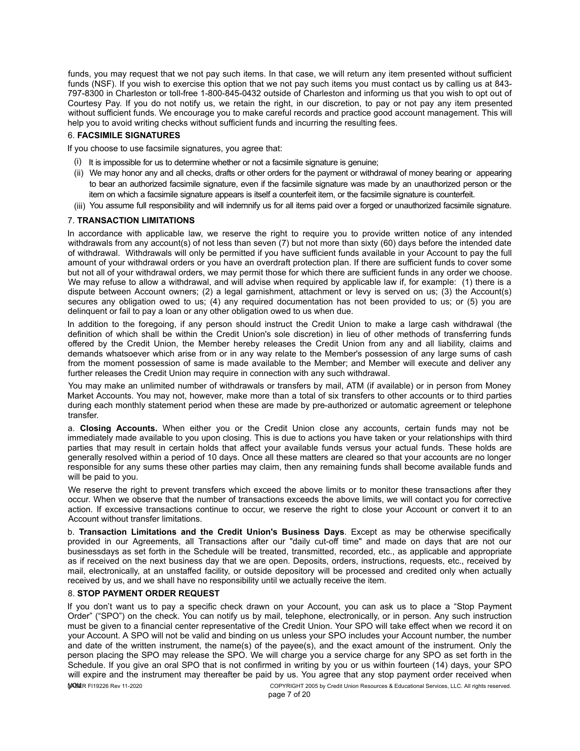funds, you may request that we not pay such items. In that case, we will return any item presented without sufficient funds (NSF). If you wish to exercise this option that we not pay such items you must contact us by calling us at 843-797-8300 in Charleston or toll-free 1-800-845-0432 outside of Charleston and informing us that you wish to opt out of Courtesy Pay. If you do not notify us, we retain the right, in our discretion, to pay or not pay any item presented without sufficient funds. We encourage you to make careful records and practice good account management. This will help you to avoid writing checks without sufficient funds and incurring the resulting fees.

6. **FACSIMILE SIGNATURES**

If you choose to use facsimile signatures, you agree that:

(i) It is impossible for us to determine whether or not a facsimile signature is genuine;

(ii) We may honor any and all checks, drafts or other orders for the payment or withdrawal of money bearing or appearing to bear an authorized facsimile signature, even if the facsimile signature was made by an unauthorized person or the item on which a facsimile signature appears is itself a counterfeit item, or the facsimile signature is counterfeit.

(iii) You assume full responsibility and will indemnify us for all items paid over a forged or unauthorized facsimile signature.

7. **TRANSACTION LIMITATIONS**

In accordance with applicable law, we reserve the right to require you to provide written notice of any intended withdrawals from any account(s) of not less than seven (7) but not more than sixty (60) days before the intended date of withdrawal. Withdrawals will only be permitted if you have sufficient funds available in your Account to pay the full amount of your withdrawal orders or you have an overdraft protection plan. If there are sufficient funds to cover some but not all of your withdrawal orders, we may permit those for which there are sufficient funds in any order we choose. We may refuse to allow a withdrawal, and will advise when required by applicable law if, for example: (1) there is a dispute between Account owners; (2) a legal garnishment, attachment or levy is served on us; (3) the Account(s) secures any obligation owed to us; (4) any required documentation has not been provided to us; or (5) you are delinquent or fail to pay a loan or any other obligation owed to us when due.

In addition to the foregoing, if any person should instruct the Credit Union to make a large cash withdrawal (the definition of which shall be within the Credit Union's sole discretion) in lieu of other methods of transferring funds offered by the Credit Union, the Member hereby releases the Credit Union from any and all liability, claims and demands whatsoever which arise from or in any way relate to the Member's possession of any large sums of cash from the moment possession of same is made available to the Member; and Member will execute and deliver any further releases the Credit Union may require in connection with any such withdrawal.

You may make an unlimited number of withdrawals or transfers by mail, ATM (if available) or in person from Money Market Accounts. You may not, however, make more than a total of six transfers to other accounts or to third parties during each monthly statement period when these are made by pre-authorized or automatic agreement or telephone transfer.

a. **Closing Accounts.** When either you or the Credit Union close any accounts, certain funds may not be immediately made available to you upon closing. This is due to actions you have taken or your relationships with third parties that may result in certain holds that affect your available funds versus your actual funds. These holds are generally resolved within a period of 10 days. Once all these matters are cleared so that your accounts are no longer responsible for any sums these other parties may claim, then any remaining funds shall become available funds and will be paid to you.

We reserve the right to prevent transfers which exceed the above limits or to monitor these transactions after they occur. When we observe that the number of transactions exceeds the above limits, we will contact you for corrective action. If excessive transactions continue to occur, we reserve the right to close your Account or convert it to an Account without transfer limitations.

b. **Transaction Limitations and the Credit Union's Business Days**. Except as may be otherwise specifically provided in our Agreements, all Transactions after our "daily cut-off time" and made on days that are not our businessdays as set forth in the Schedule will be treated, transmitted, recorded, etc., as applicable and appropriate as if received on the next business day that we are open. Deposits, orders, instructions, requests, etc., received by mail, electronically, at an unstaffed facility, or outside depository will be processed and credited only when actually received by us, and we shall have no responsibility until we actually receive the item.

8. **STOP PAYMENT ORDER REQUEST**

If you don't want us to pay a specific check drawn on your Account, you can ask us to place a "Stop Payment Order" ("SPO") on the check. You can notify us by mail, telephone, electronically, or in person. Any such instruction must be given to a financial center representative of the Credit Union. Your SPO will take effect when we record it on your Account. A SPO will not be valid and binding on us unless your SPO includes your Account number, the number and date of the written instrument, the name(s) of the payee(s), and the exact amount of the instrument. Only the person placing the SPO may release the SPO. We will charge you a service charge for any SPO as set forth in the Schedule. If you give an oral SPO that is not confirmed in writing by you or us within fourteen (14) days, your SPO will expire and the instrument may thereafter be paid by us. You agree that any stop payment order received when you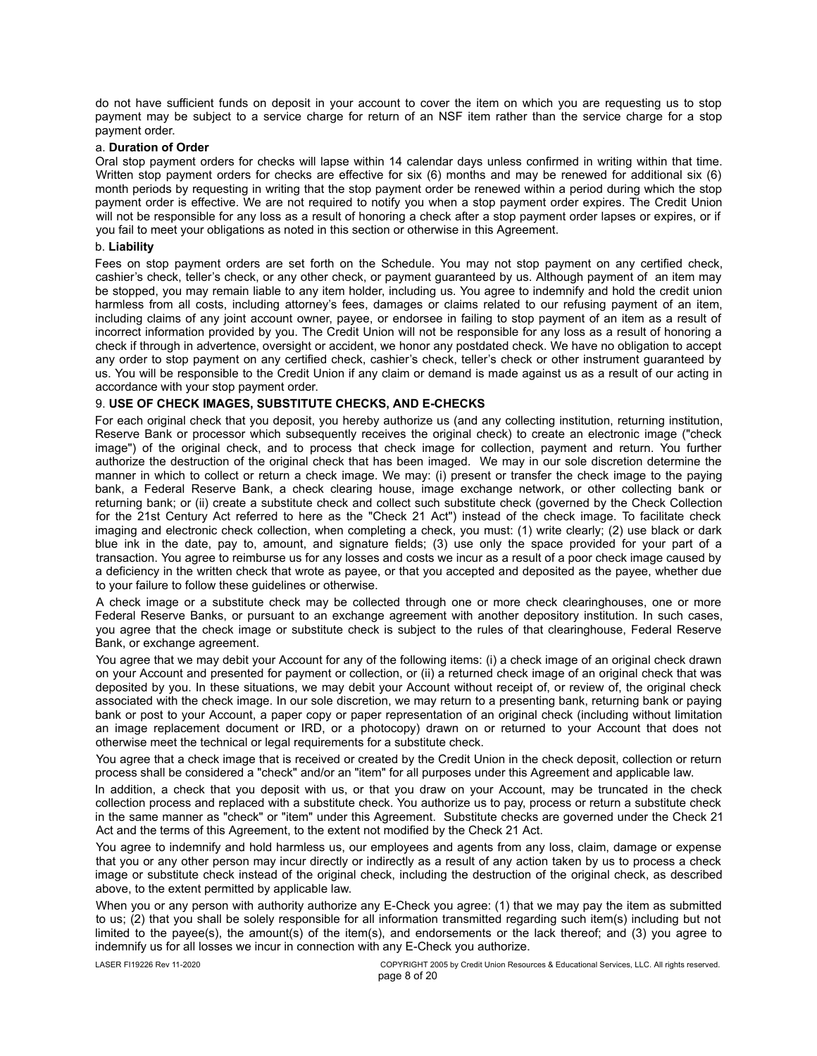do not have sufficient funds on deposit in your account to cover the item on which you are requesting us to stop payment may be subject to a service charge for return of an NSF item rather than the service charge for a stop payment order.

a. **Duration of Order**

Oral stop payment orders for checks will lapse within 14 calendar days unless confirmed in writing within that time. Written stop payment orders for checks are effective for six (6) months and may be renewed for additional six (6) month periods by requesting in writing that the stop payment order be renewed within a period during which the stop payment order is effective. We are not required to notify you when a stop payment order expires. The Credit Union will not be responsible for any loss as a result of honoring a check after a stop payment order lapses or expires, or if you fail to meet your obligations as noted in this section or otherwise in this Agreement.

b. **Liability**

Fees on stop payment orders are set forth on the Schedule. You may not stop payment on any certified check, cashier's check, teller's check, or any other check, or payment guaranteed by us. Although payment of an item may be stopped, you may remain liable to any item holder, including us. You agree to indemnify and hold the credit union harmless from all costs, including attorney's fees, damages or claims related to our refusing payment of an item, including claims of any joint account owner, payee, or endorsee in failing to stop payment of an item as a result of incorrect information provided by you. The Credit Union will not be responsible for any loss as a result of honoring a check if through in advertence, oversight or accident, we honor any postdated check. We have no obligation to accept any order to stop payment on any certified check, cashier's check, teller's check or other instrument guaranteed by us. You will be responsible to the Credit Union if any claim or demand is made against us as a result of our acting in accordance with your stop payment order.

9. **USE OF CHECK IMAGES, SUBSTITUTE CHECKS, AND E-CHECKS**

For each original check that you deposit, you hereby authorize us (and any collecting institution, returning institution, Reserve Bank or processor which subsequently receives the original check) to create an electronic image ("check image") of the original check, and to process that check image for collection, payment and return. You further authorize the destruction of the original check that has been imaged. We may in our sole discretion determine the manner in which to collect or return a check image. We may: (i) present or transfer the check image to the paying bank, a Federal Reserve Bank, a check clearing house, image exchange network, or other collecting bank or returning bank; or (ii) create a substitute check and collect such substitute check (governed by the Check Collection for the 21st Century Act referred to here as the "Check 21 Act") instead of the check image. To facilitate check imaging and electronic check collection, when completing a check, you must: (1) write clearly; (2) use black or dark blue ink in the date, pay to, amount, and signature fields; (3) use only the space provided for your part of a transaction. You agree to reimburse us for any losses and costs we incur as a result of a poor check image caused by a deficiency in the written check that wrote as payee, or that you accepted and deposited as the payee, whether due to your failure to follow these guidelines or otherwise.

A check image or a substitute check may be collected through one or more check clearinghouses, one or more Federal Reserve Banks, or pursuant to an exchange agreement with another depository institution. In such cases, you agree that the check image or substitute check is subject to the rules of that clearinghouse, Federal Reserve Bank, or exchange agreement.

You agree that we may debit your Account for any of the following items: (i) a check image of an original check drawn on your Account and presented for payment or collection, or (ii) a returned check image of an original check that was deposited by you. In these situations, we may debit your Account without receipt of, or review of, the original check associated with the check image. In our sole discretion, we may return to a presenting bank, returning bank or paying bank or post to your Account, a paper copy or paper representation of an original check (including without limitation an image replacement document or IRD, or a photocopy) drawn on or returned to your Account that does not otherwise meet the technical or legal requirements for a substitute check.

You agree that a check image that is received or created by the Credit Union in the check deposit, collection or return process shall be considered a "check" and/or an "item" for all purposes under this Agreement and applicable law.

In addition, a check that you deposit with us, or that you draw on your Account, may be truncated in the check collection process and replaced with a substitute check. You authorize us to pay, process or return a substitute check in the same manner as "check" or "item" under this Agreement. Substitute checks are governed under the Check 21 Act and the terms of this Agreement, to the extent not modified by the Check 21 Act.

You agree to indemnify and hold harmless us, our employees and agents from any loss, claim, damage or expense that you or any other person may incur directly or indirectly as a result of any action taken by us to process a check image or substitute check instead of the original check, including the destruction of the original check, as described above, to the extent permitted by applicable law.

When you or any person with authority authorize any E-Check you agree: (1) that we may pay the item as submitted to us; (2) that you shall be solely responsible for all information transmitted regarding such item(s) including but not limited to the payee(s), the amount(s) of the item(s), and endorsements or the lack thereof; and (3) you agree to indemnify us for all losses we incur in connection with any E-Check you authorize.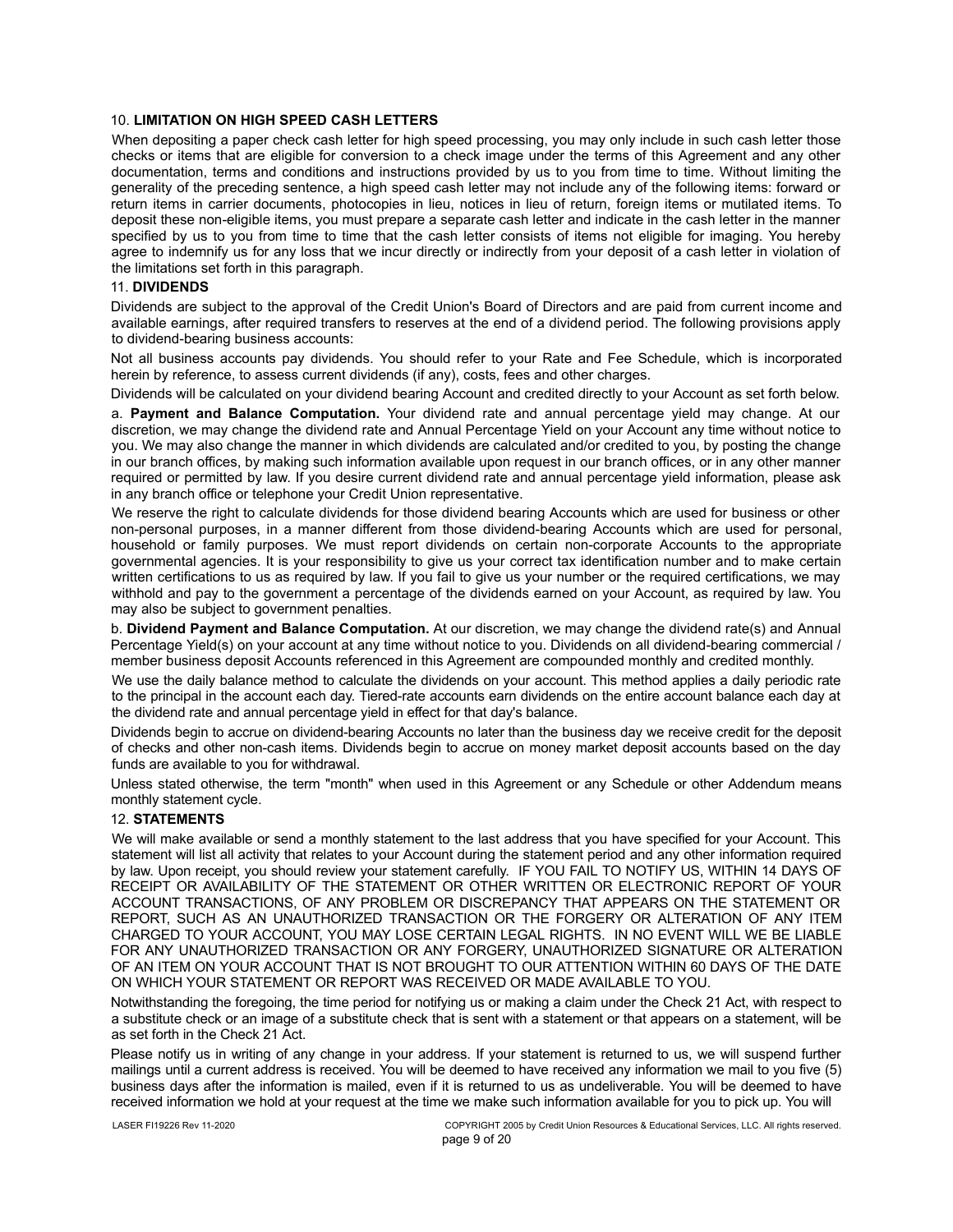10. **LIMITATION ON HIGH SPEED CASH LETTERS**

When depositing a paper check cash letter for high speed processing, you may only include in such cash letter those checks or items that are eligible for conversion to a check image under the terms of this Agreement and any other documentation, terms and conditions and instructions provided by us to you from time to time. Without limiting the generality of the preceding sentence, a high speed cash letter may not include any of the following items: forward or return items in carrier documents, photocopies in lieu, notices in lieu of return, foreign items or mutilated items. To deposit these non-eligible items, you must prepare a separate cash letter and indicate in the cash letter in the manner specified by us to you from time to time that the cash letter consists of items not eligible for imaging. You hereby agree to indemnify us for any loss that we incur directly or indirectly from your deposit of a cash letter in violation of the limitations set forth in this paragraph.

11. **DIVIDENDS**

Dividends are subject to the approval of the Credit Union's Board of Directors and are paid from current income and available earnings, after required transfers to reserves at the end of a dividend period. The following provisions apply to dividend-bearing business accounts:

Not all business accounts pay dividends. You should refer to your Rate and Fee Schedule, which is incorporated herein by reference, to assess current dividends (if any), costs, fees and other charges.

Dividends will be calculated on your dividend bearing Account and credited directly to your Account as set forth below.

a. **Payment and Balance Computation.** Your dividend rate and annual percentage yield may change. At our discretion, we may change the dividend rate and Annual Percentage Yield on your Account any time without notice to you. We may also change the manner in which dividends are calculated and/or credited to you, by posting the change in our branch offices, by making such information available upon request in our branch offices, or in any other manner required or permitted by law. If you desire current dividend rate and annual percentage yield information, please ask in any branch office or telephone your Credit Union representative.

We reserve the right to calculate dividends for those dividend bearing Accounts which are used for business or other non-personal purposes, in a manner different from those dividend-bearing Accounts which are used for personal, household or family purposes. We must report dividends on certain non-corporate Accounts to the appropriate governmental agencies. It is your responsibility to give us your correct tax identification number and to make certain written certifications to us as required by law. If you fail to give us your number or the required certifications, we may withhold and pay to the government a percentage of the dividends earned on your Account, as required by law. You may also be subject to government penalties.

b. **Dividend Payment and Balance Computation.** At our discretion, we may change the dividend rate(s) and Annual Percentage Yield(s) on your account at any time without notice to you. Dividends on all dividend-bearing commercial / member business deposit Accounts referenced in this Agreement are compounded monthly and credited monthly.

We use the daily balance method to calculate the dividends on your account. This method applies a daily periodic rate to the principal in the account each day. Tiered-rate accounts earn dividends on the entire account balance each day at the dividend rate and annual percentage yield in effect for that day's balance.

Dividends begin to accrue on dividend-bearing Accounts no later than the business day we receive credit for the deposit of checks and other non-cash items. Dividends begin to accrue on money market deposit accounts based on the day funds are available to you for withdrawal.

Unless stated otherwise, the term "month" when used in this Agreement or any Schedule or other Addendum means monthly statement cycle.

12. **STATEMENTS**

We will make available or send a monthly statement to the last address that you have specified for your Account. This statement will list all activity that relates to your Account during the statement period and any other information required by law. Upon receipt, you should review your statement carefully. IF YOU FAIL TO NOTIFY US, WITHIN 14 DAYS OF RECEIPT OR AVAILABILITY OF THE STATEMENT OR OTHER WRITTEN OR ELECTRONIC REPORT OF YOUR ACCOUNT TRANSACTIONS, OF ANY PROBLEM OR DISCREPANCY THAT APPEARS ON THE STATEMENT OR REPORT, SUCH AS AN UNAUTHORIZED TRANSACTION OR THE FORGERY OR ALTERATION OF ANY ITEM CHARGED TO YOUR ACCOUNT, YOU MAY LOSE CERTAIN LEGAL RIGHTS. IN NO EVENT WILL WE BE LIABLE FOR ANY UNAUTHORIZED TRANSACTION OR ANY FORGERY, UNAUTHORIZED SIGNATURE OR ALTERATION OF AN ITEM ON YOUR ACCOUNT THAT IS NOT BROUGHT TO OUR ATTENTION WITHIN 60 DAYS OF THE DATE ON WHICH YOUR STATEMENT OR REPORT WAS RECEIVED OR MADE AVAILABLE TO YOU.

Notwithstanding the foregoing, the time period for notifying us or making a claim under the Check 21 Act, with respect to a substitute check or an image of a substitute check that is sent with a statement or that appears on a statement, will be as set forth in the Check 21 Act.

Please notify us in writing of any change in your address. If your statement is returned to us, we will suspend further mailings until a current address is received. You will be deemed to have received any information we mail to you five (5) business days after the information is mailed, even if it is returned to us as undeliverable. You will be deemed to have received information we hold at your request at the time we make such information available for you to pick up. You will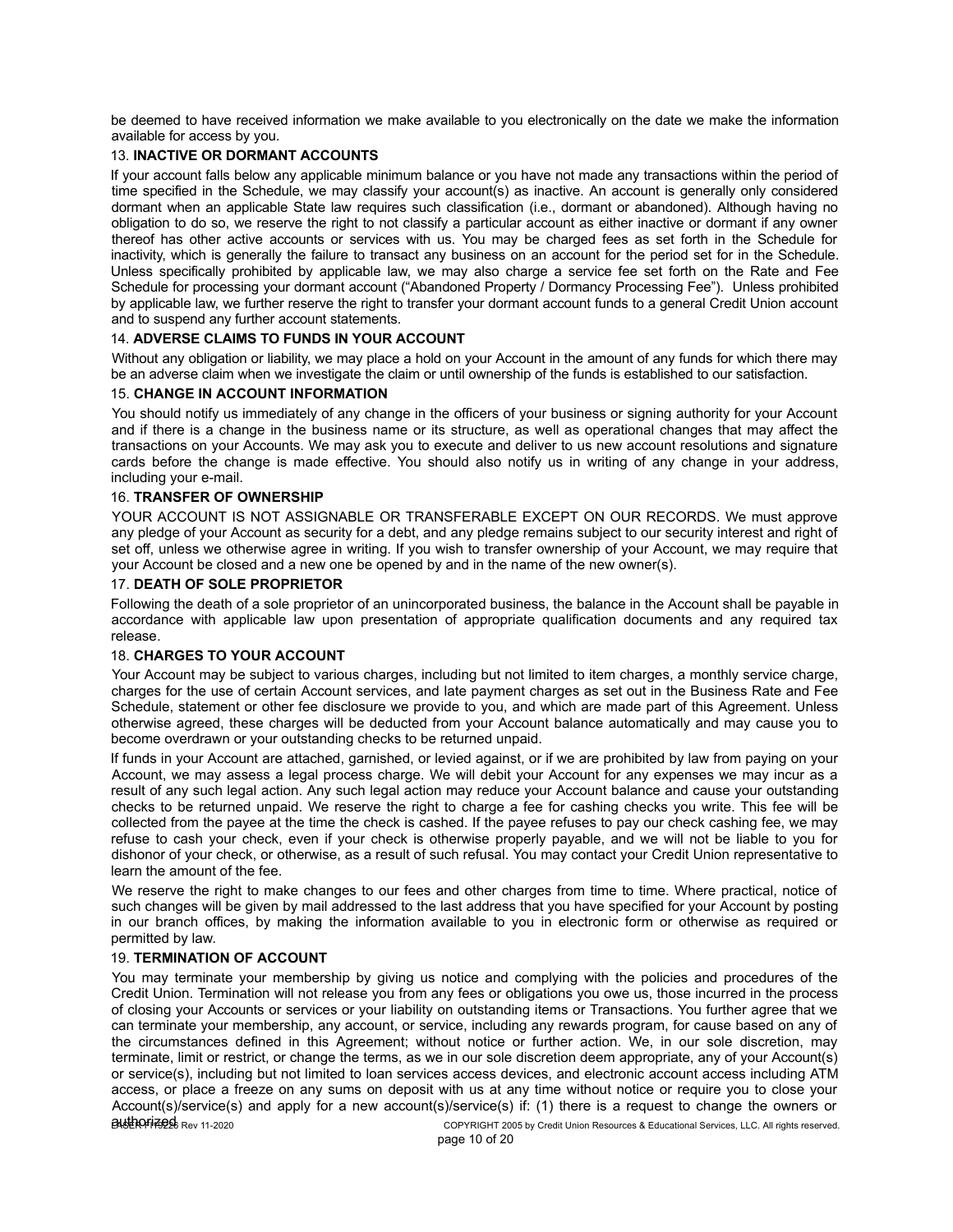be deemed to have received information we make available to you electronically on the date we make the information available for access by you.

### 13. INACTIVE OR DORMANT ACCOUNTS

If your account falls below any applicable minimum balance or you have not made any transactions within the period of time specified in the Schedule, we may classify your account(s) as inactive. An account is generally only considered dormant when an applicable State law requires such classification (i.e., dormant or abandoned). Although having no obligation to do so, we reserve the right to not classify a particular account as either inactive or dormant if any owner thereof has other active accounts or services with us. You may be charged fees as set forth in the Schedule for inactivity, which is generally the failure to transact any business on an account for the period set for in the Schedule. Unless specifically prohibited by applicable law, we may also charge a service fee set forth on the Rate and Fee Schedule for processing your dormant account ("Abandoned Property / Dormancy Processing Fee"). Unless prohibited by applicable law, we further reserve the right to transfer your dormant account funds to a general Credit Union account and to suspend any further account statements.

### 14. ADVERSE CLAIMS TO FUNDS IN YOUR ACCOUNT

Without any obligation or liability, we may place a hold on your Account in the amount of any funds for which there may be an adverse claim when we investigate the claim or until ownership of the funds is established to our satisfaction.

### 15. CHANGE IN ACCOUNT INFORMATION

You should notify us immediately of any change in the officers of your business or signing authority for your Account and if there is a change in the business name or its structure, as well as operational changes that may affect the transactions on your Accounts. We may ask you to execute and deliver to us new account resolutions and signature cards before the change is made effective. You should also notify us in writing of any change in your address, including your e-mail.

### 16. TRANSFER OF OWNERSHIP

YOUR ACCOUNT IS NOT ASSIGNABLE OR TRANSFERABLE EXCEPT ON OUR RECORDS. We must approve any pledge of your Account as security for a debt, and any pledge remains subject to our security interest and right of set off, unless we otherwise agree in writing. If you wish to transfer ownership of your Account, we may require that your Account be closed and a new one be opened by and in the name of the new owner(s).

### 17. DEATH OF SOLE PROPRIETOR

Following the death of a sole proprietor of an unincorporated business, the balance in the Account shall be payable in accordance with applicable law upon presentation of appropriate qualification documents and any required tax release.

### 18. CHARGES TO YOUR ACCOUNT

Your Account may be subject to various charges, including but not limited to item charges, a monthly service charge, charges for the use of certain Account services, and late payment charges as set out in the Business Rate and Fee Schedule, statement or other fee disclosure we provide to you, and which are made part of this Agreement. Unless otherwise agreed, these charges will be deducted from your Account balance automatically and may cause you to become overdrawn or your outstanding checks to be returned unpaid.

If funds in your Account are attached, garnished, or levied against, or if we are prohibited by law from paying on your Account, we may assess a legal process charge. We will debit your Account for any expenses we may incur as a result of any such legal action. Any such legal action may reduce your Account balance and cause your outstanding checks to be returned unpaid. We reserve the right to charge a fee for cashing checks you write. This fee will be collected from the payee at the time the check is cashed. If the payee refuses to pay our check cashing fee, we may refuse to cash your check, even if your check is otherwise properly payable, and we will not be liable to you for dishonor of your check, or otherwise, as a result of such refusal. You may contact your Credit Union representative to learn the amount of the fee.

We reserve the right to make changes to our fees and other charges from time to time. Where practical, notice of such changes will be given by mail addressed to the last address that you have specified for your Account by posting in our branch offices, by making the information available to you in electronic form or otherwise as required or permitted by law.

### 19. TERMINATION OF ACCOUNT

You may terminate your membership by giving us notice and complying with the policies and procedures of the Credit Union. Termination will not release you from any fees or obligations you owe us, those incurred in the process of closing your Accounts or services or your liability on outstanding items or Transactions. You further agree that we can terminate your membership, any account, or service, including any rewards program, for cause based on any of the circumstances defined in this Agreement; without notice or further action. We, in our sole discretion, may terminate, limit or restrict, or change the terms, as we in our sole discretion deem appropriate, any of your Account(s) or service(s), including but not limited to loan services access devices, and electronic account access including ATM access, or place a freeze on any sums on deposit with us at any time without notice or require you to close your Account(s)/service(s) and apply for a new account(s)/service(s) if: (1) there is a request to change the owners or authorized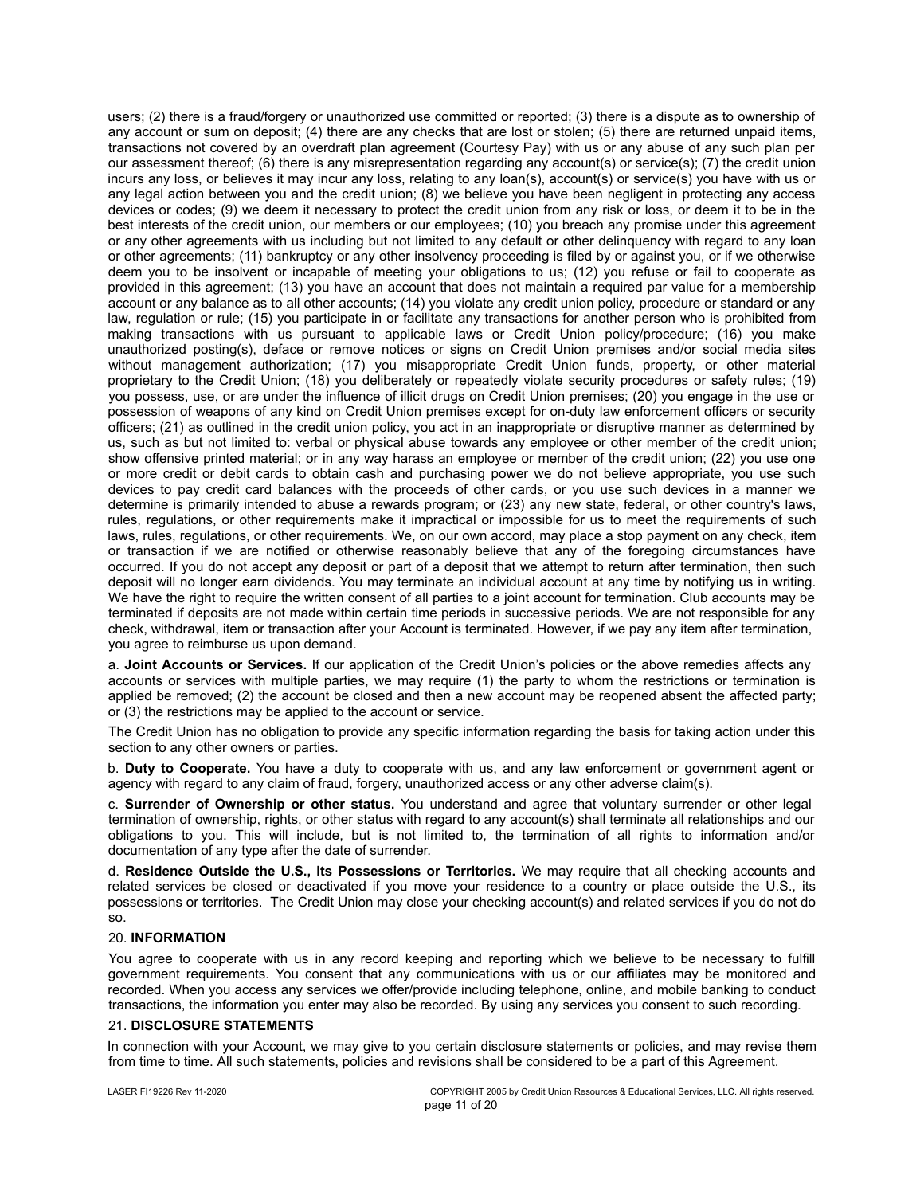users; (2) there is a fraud/forgery or unauthorized use committed or reported; (3) there is a dispute as to ownership of any account or sum on deposit; (4) there are any checks that are lost or stolen; (5) there are returned unpaid items, transactions not covered by an overdraft plan agreement (Courtesy Pay) with us or any abuse of any such plan per our assessment thereof; (6) there is any misrepresentation regarding any account(s) or service(s); (7) the credit union incurs any loss, or believes it may incur any loss, relating to any loan(s), account(s) or service(s) you have with us or any legal action between you and the credit union; (8) we believe you have been negligent in protecting any access devices or codes; (9) we deem it necessary to protect the credit union from any risk or loss, or deem it to be in the best interests of the credit union, our members or our employees; (10) you breach any promise under this agreement or any other agreements with us including but not limited to any default or other delinquency with regard to any loan or other agreements; (11) bankruptcy or any other insolvency proceeding is filed by or against you, or if we otherwise deem you to be insolvent or incapable of meeting your obligations to us; (12) you refuse or fail to cooperate as provided in this agreement; (13) you have an account that does not maintain a required par value for a membership account or any balance as to all other accounts; (14) you violate any credit union policy, procedure or standard or any law, regulation or rule; (15) you participate in or facilitate any transactions for another person who is prohibited from making transactions with us pursuant to applicable laws or Credit Union policy/procedure; (16) you make unauthorized posting(s), deface or remove notices or signs on Credit Union premises and/or social media sites without management authorization; (17) you misappropriate Credit Union funds, property, or other material proprietary to the Credit Union; (18) you deliberately or repeatedly violate security procedures or safety rules; (19) you possess, use, or are under the influence of illicit drugs on Credit Union premises; (20) you engage in the use or possession of weapons of any kind on Credit Union premises except for on-duty law enforcement officers or security officers; (21) as outlined in the credit union policy, you act in an inappropriate or disruptive manner as determined by us, such as but not limited to: verbal or physical abuse towards any employee or other member of the credit union; show offensive printed material; or in any way harass an employee or member of the credit union; (22) you use one or more credit or debit cards to obtain cash and purchasing power we do not believe appropriate, you use such devices to pay credit card balances with the proceeds of other cards, or you use such devices in a manner we determine is primarily intended to abuse a rewards program; or (23) any new state, federal, or other country's laws, rules, regulations, or other requirements make it impractical or impossible for us to meet the requirements of such laws, rules, regulations, or other requirements. We, on our own accord, may place a stop payment on any check, item or transaction if we are notified or otherwise reasonably believe that any of the foregoing circumstances have occurred. If you do not accept any deposit or part of a deposit that we attempt to return after termination, then such deposit will no longer earn dividends. You may terminate an individual account at any time by notifying us in writing. We have the right to require the written consent of all parties to a joint account for termination. Club accounts may be terminated if deposits are not made within certain time periods in successive periods. We are not responsible for any check, withdrawal, item or transaction after your Account is terminated. However, if we pay any item after termination, you agree to reimburse us upon demand.

a. **Joint Accounts or Services.** If our application of the Credit Union's policies or the above remedies affects any accounts or services with multiple parties, we may require (1) the party to whom the restrictions or termination is applied be removed; (2) the account be closed and then a new account may be reopened absent the affected party; or (3) the restrictions may be applied to the account or service.

The Credit Union has no obligation to provide any specific information regarding the basis for taking action under this section to any other owners or parties.

b. **Duty to Cooperate.** You have a duty to cooperate with us, and any law enforcement or government agent or agency with regard to any claim of fraud, forgery, unauthorized access or any other adverse claim(s).

c. **Surrender of Ownership or other status.** You understand and agree that voluntary surrender or other legal termination of ownership, rights, or other status with regard to any account(s) shall terminate all relationships and our obligations to you. This will include, but is not limited to, the termination of all rights to information and/or documentation of any type after the date of surrender.

d. **Residence Outside the U.S., Its Possessions or Territories.** We may require that all checking accounts and related services be closed or deactivated if you move your residence to a country or place outside the U.S., its possessions or territories. The Credit Union may close your checking account(s) and related services if you do not do so.

## 20. INFORMATION

You agree to cooperate with us in any record keeping and reporting which we believe to be necessary to fulfill government requirements. You consent that any communications with us or our affiliates may be monitored and recorded. When you access any services we offer/provide including telephone, online, and mobile banking to conduct transactions, the information you enter may also be recorded. By using any services you consent to such recording.

## 21. DISCLOSURE STATEMENTS

In connection with your Account, we may give to you certain disclosure statements or policies, and may revise them from time to time. All such statements, policies and revisions shall be considered to be a part of this Agreement.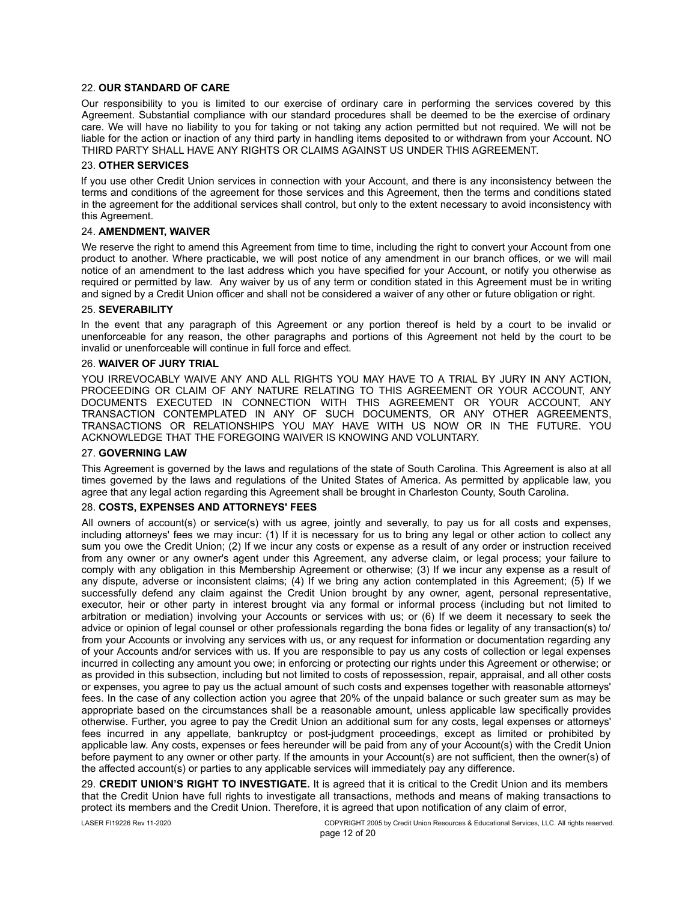22. **OUR STANDARD OF CARE**

Our responsibility to you is limited to our exercise of ordinary care in performing the services covered by this Agreement. Substantial compliance with our standard procedures shall be deemed to be the exercise of ordinary care. We will have no liability to you for taking or not taking any action permitted but not required. We will not be liable for the action or inaction of any third party in handling items deposited to or withdrawn from your Account. NO THIRD PARTY SHALL HAVE ANY RIGHTS OR CLAIMS AGAINST US UNDER THIS AGREEMENT.

23. **OTHER SERVICES**

If you use other Credit Union services in connection with your Account, and there is any inconsistency between the terms and conditions of the agreement for those services and this Agreement, then the terms and conditions stated in the agreement for the additional services shall control, but only to the extent necessary to avoid inconsistency with this Agreement.

24. **AMENDMENT, WAIVER**

We reserve the right to amend this Agreement from time to time, including the right to convert your Account from one product to another. Where practicable, we will post notice of any amendment in our branch offices, or we will mail notice of an amendment to the last address which you have specified for your Account, or notify you otherwise as required or permitted by law. Any waiver by us of any term or condition stated in this Agreement must be in writing and signed by a Credit Union officer and shall not be considered a waiver of any other or future obligation or right.

25. **SEVERABILITY**

In the event that any paragraph of this Agreement or any portion thereof is held by a court to be invalid or unenforceable for any reason, the other paragraphs and portions of this Agreement not held by the court to be invalid or unenforceable will continue in full force and effect.

26. **WAIVER OF JURY TRIAL**

YOU IRREVOCABLY WAIVE ANY AND ALL RIGHTS YOU MAY HAVE TO A TRIAL BY JURY IN ANY ACTION, PROCEEDING OR CLAIM OF ANY NATURE RELATING TO THIS AGREEMENT OR YOUR ACCOUNT, ANY DOCUMENTS EXECUTED IN CONNECTION WITH THIS AGREEMENT OR YOUR ACCOUNT, ANY TRANSACTION CONTEMPLATED IN ANY OF SUCH DOCUMENTS, OR ANY OTHER AGREEMENTS, TRANSACTIONS OR RELATIONSHIPS YOU MAY HAVE WITH US NOW OR IN THE FUTURE. YOU ACKNOWLEDGE THAT THE FOREGOING WAIVER IS KNOWING AND VOLUNTARY.

27. **GOVERNING LAW**

This Agreement is governed by the laws and regulations of the state of South Carolina. This Agreement is also at all times governed by the laws and regulations of the United States of America. As permitted by applicable law, you agree that any legal action regarding this Agreement shall be brought in Charleston County, South Carolina.

28. **COSTS, EXPENSES AND ATTORNEYS' FEES**

All owners of account(s) or service(s) with us agree, jointly and severally, to pay us for all costs and expenses, including attorneys' fees we may incur: (1) If it is necessary for us to bring any legal or other action to collect any sum you owe the Credit Union; (2) If we incur any costs or expense as a result of any order or instruction received from any owner or any owner's agent under this Agreement, any adverse claim, or legal process; your failure to comply with any obligation in this Membership Agreement or otherwise; (3) If we incur any expense as a result of any dispute, adverse or inconsistent claims; (4) If we bring any action contemplated in this Agreement; (5) If we successfully defend any claim against the Credit Union brought by any owner, agent, personal representative, executor, heir or other party in interest brought via any formal or informal process (including but not limited to arbitration or mediation) involving your Accounts or services with us; or (6) If we deem it necessary to seek the advice or opinion of legal counsel or other professionals regarding the bona fides or legality of any transaction(s) to/ from your Accounts or involving any services with us, or any request for information or documentation regarding any of your Accounts and/or services with us. If you are responsible to pay us any costs of collection or legal expenses incurred in collecting any amount you owe; in enforcing or protecting our rights under this Agreement or otherwise; or as provided in this subsection, including but not limited to costs of repossession, repair, appraisal, and all other costs or expenses, you agree to pay us the actual amount of such costs and expenses together with reasonable attorneys' fees. In the case of any collection action you agree that 20% of the unpaid balance or such greater sum as may be appropriate based on the circumstances shall be a reasonable amount, unless applicable law specifically provides otherwise. Further, you agree to pay the Credit Union an additional sum for any costs, legal expenses or attorneys' fees incurred in any appellate, bankruptcy or post-judgment proceedings, except as limited or prohibited by applicable law. Any costs, expenses or fees hereunder will be paid from any of your Account(s) with the Credit Union before payment to any owner or other party. If the amounts in your Account(s) are not sufficient, then the owner(s) of the affected account(s) or parties to any applicable services will immediately pay any difference.

29. **CREDIT UNION'S RIGHT TO INVESTIGATE.** It is agreed that it is critical to the Credit Union and its members that the Credit Union have full rights to investigate all transactions, methods and means of making transactions to protect its members and the Credit Union. Therefore, it is agreed that upon notification of any claim of error,

LASER FI19226 Rev 11-2020 COPYRIGHT 2005 by Credit Union Resources & Educational Services, LLC. All rights reserved.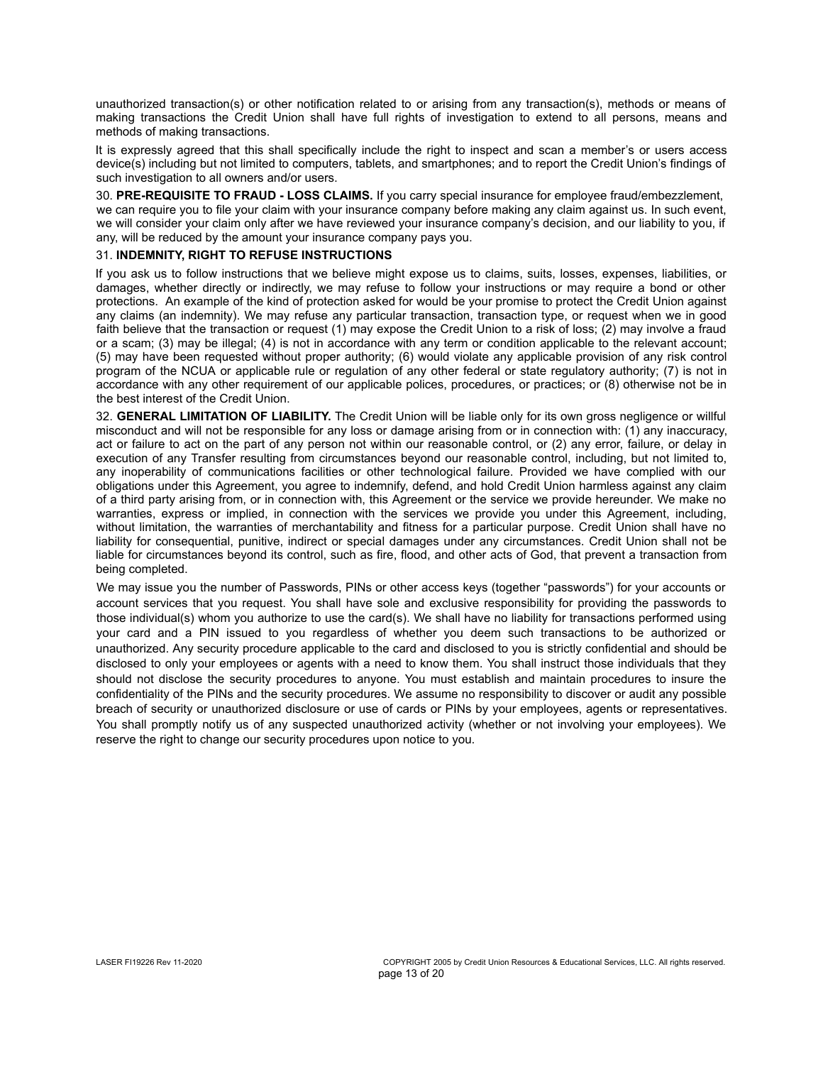unauthorized transaction(s) or other notification related to or arising from any transaction(s), methods or means of making transactions the Credit Union shall have full rights of investigation to extend to all persons, means and methods of making transactions.

It is expressly agreed that this shall specifically include the right to inspect and scan a member's or users access device(s) including but not limited to computers, tablets, and smartphones; and to report the Credit Union's findings of such investigation to all owners and/or users.

30. **PRE-REQUISITE TO FRAUD - LOSS CLAIMS.** If you carry special insurance for employee fraud/embezzlement, we can require you to file your claim with your insurance company before making any claim against us. In such event, we will consider your claim only after we have reviewed your insurance company's decision, and our liability to you, if any, will be reduced by the amount your insurance company pays you.

31. **INDEMNITY, RIGHT TO REFUSE INSTRUCTIONS**

If you ask us to follow instructions that we believe might expose us to claims, suits, losses, expenses, liabilities, or damages, whether directly or indirectly, we may refuse to follow your instructions or may require a bond or other protections. An example of the kind of protection asked for would be your promise to protect the Credit Union against any claims (an indemnity). We may refuse any particular transaction, transaction type, or request when we in good faith believe that the transaction or request (1) may expose the Credit Union to a risk of loss; (2) may involve a fraud or a scam; (3) may be illegal; (4) is not in accordance with any term or condition applicable to the relevant account; (5) may have been requested without proper authority; (6) would violate any applicable provision of any risk control program of the NCUA or applicable rule or regulation of any other federal or state regulatory authority; (7) is not in accordance with any other requirement of our applicable polices, procedures, or practices; or (8) otherwise not be in the best interest of the Credit Union.

32. **GENERAL LIMITATION OF LIABILITY.** The Credit Union will be liable only for its own gross negligence or willful misconduct and will not be responsible for any loss or damage arising from or in connection with: (1) any inaccuracy, act or failure to act on the part of any person not within our reasonable control, or (2) any error, failure, or delay in execution of any Transfer resulting from circumstances beyond our reasonable control, including, but not limited to, any inoperability of communications facilities or other technological failure. Provided we have complied with our obligations under this Agreement, you agree to indemnify, defend, and hold Credit Union harmless against any claim of a third party arising from, or in connection with, this Agreement or the service we provide hereunder. We make no warranties, express or implied, in connection with the services we provide you under this Agreement, including, without limitation, the warranties of merchantability and fitness for a particular purpose. Credit Union shall have no liability for consequential, punitive, indirect or special damages under any circumstances. Credit Union shall not be liable for circumstances beyond its control, such as fire, flood, and other acts of God, that prevent a transaction from being completed.

We may issue you the number of Passwords, PINs or other access keys (together "passwords") for your accounts or account services that you request. You shall have sole and exclusive responsibility for providing the passwords to those individual(s) whom you authorize to use the card(s). We shall have no liability for transactions performed using your card and a PIN issued to you regardless of whether you deem such transactions to be authorized or unauthorized. Any security procedure applicable to the card and disclosed to you is strictly confidential and should be disclosed to only your employees or agents with a need to know them. You shall instruct those individuals that they should not disclose the security procedures to anyone. You must establish and maintain procedures to insure the confidentiality of the PINs and the security procedures. We assume no responsibility to discover or audit any possible breach of security or unauthorized disclosure or use of cards or PINs by your employees, agents or representatives. You shall promptly notify us of any suspected unauthorized activity (whether or not involving your employees). We reserve the right to change our security procedures upon notice to you.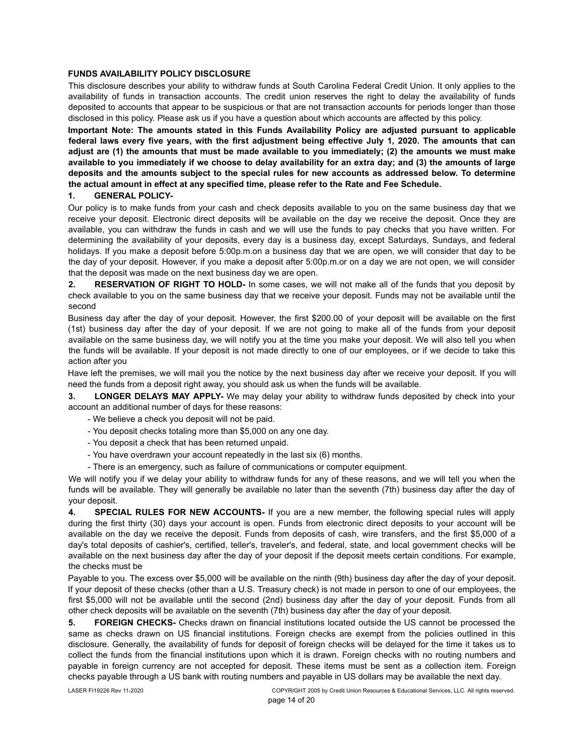**FUNDS AVAILABILITY POLICY DISCLOSURE**

This disclosure describes your ability to withdraw funds at South Carolina Federal Credit Union. It only applies to the availability of funds in transaction accounts. The credit union reserves the right to delay the availability of funds deposited to accounts that appear to be suspicious or that are not transaction accounts for periods longer than those disclosed in this policy. Please ask us if you have a question about which accounts are affected by this policy.

**Important Note: The amounts stated in this Funds Availability Policy are adjusted pursuant to applicable federal laws every five years, with the first adjustment being effective July 1, 2020. The amounts that can adjust are (1) the amounts that must be made available to you immediately; (2) the amounts we must make available to you immediately if we choose to delay availability for an extra day; and (3) the amounts of large deposits and the amounts subject to the special rules for new accounts as addressed below. To determine the actual amount in effect at any specified time, please refer to the Rate and Fee Schedule.**

**1. GENERAL POLICY-**

Our policy is to make funds from your cash and check deposits available to you on the same business day that we receive your deposit. Electronic direct deposits will be available on the day we receive the deposit. Once they are available, you can withdraw the funds in cash and we will use the funds to pay checks that you have written. For determining the availability of your deposits, every day is a business day, except Saturdays, Sundays, and federal holidays. If you make a deposit before 5:00p.m.on a business day that we are open, we will consider that day to be the day of your deposit. However, if you make a deposit after 5:00p.m.or on a day we are not open, we will consider that the deposit was made on the next business day we are open.

**2. RESERVATION OF RIGHT TO HOLD-** In some cases, we will not make all of the funds that you deposit by check available to you on the same business day that we receive your deposit. Funds may not be available until the second

Business day after the day of your deposit. However, the first $200.00 of your deposit will be available on the first (1st) business day after the day of your deposit. If we are not going to make all of the funds from your deposit available on the same business day, we will notify you at the time you make your deposit. We will also tell you when the funds will be available. If your deposit is not made directly to one of our employees, or if we decide to take this action after you

Have left the premises, we will mail you the notice by the next business day after we receive your deposit. If you will need the funds from a deposit right away, you should ask us when the funds will be available.

**3. LONGER DELAYS MAY APPLY-** We may delay your ability to withdraw funds deposited by check into your account an additional number of days for these reasons:

- We believe a check you deposit will not be paid.
- You deposit checks totaling more than $5,000 on any one day.
- You deposit a check that has been returned unpaid.
- You have overdrawn your account repeatedly in the last six (6) months.
- There is an emergency, such as failure of communications or computer equipment.

We will notify you if we delay your ability to withdraw funds for any of these reasons, and we will tell you when the funds will be available. They will generally be available no later than the seventh (7th) business day after the day of your deposit.

**4. SPECIAL RULES FOR NEW ACCOUNTS-** If you are a new member, the following special rules will apply during the first thirty (30) days your account is open. Funds from electronic direct deposits to your account will be available on the day we receive the deposit. Funds from deposits of cash, wire transfers, and the first $5,000 of a day's total deposits of cashier's, certified, teller's, traveler's, and federal, state, and local government checks will be available on the next business day after the day of your deposit if the deposit meets certain conditions. For example, the checks must be

Payable to you. The excess over $5,000 will be available on the ninth (9th) business day after the day of your deposit. If your deposit of these checks (other than a U.S. Treasury check) is not made in person to one of our employees, the first $5,000 will not be available until the second (2nd) business day after the day of your deposit. Funds from all other check deposits will be available on the seventh (7th) business day after the day of your deposit.

**5. FOREIGN CHECKS-** Checks drawn on financial institutions located outside the US cannot be processed the same as checks drawn on US financial institutions. Foreign checks are exempt from the policies outlined in this disclosure. Generally, the availability of funds for deposit of foreign checks will be delayed for the time it takes us to collect the funds from the financial institutions upon which it is drawn. Foreign checks with no routing numbers and payable in foreign currency are not accepted for deposit. These items must be sent as a collection item. Foreign checks payable through a US bank with routing numbers and payable in US dollars may be available the next day.

LASER FI19226 Rev 11-2020 COPYRIGHT 2005 by Credit Union Resources & Educational Services, LLC. All rights reserved.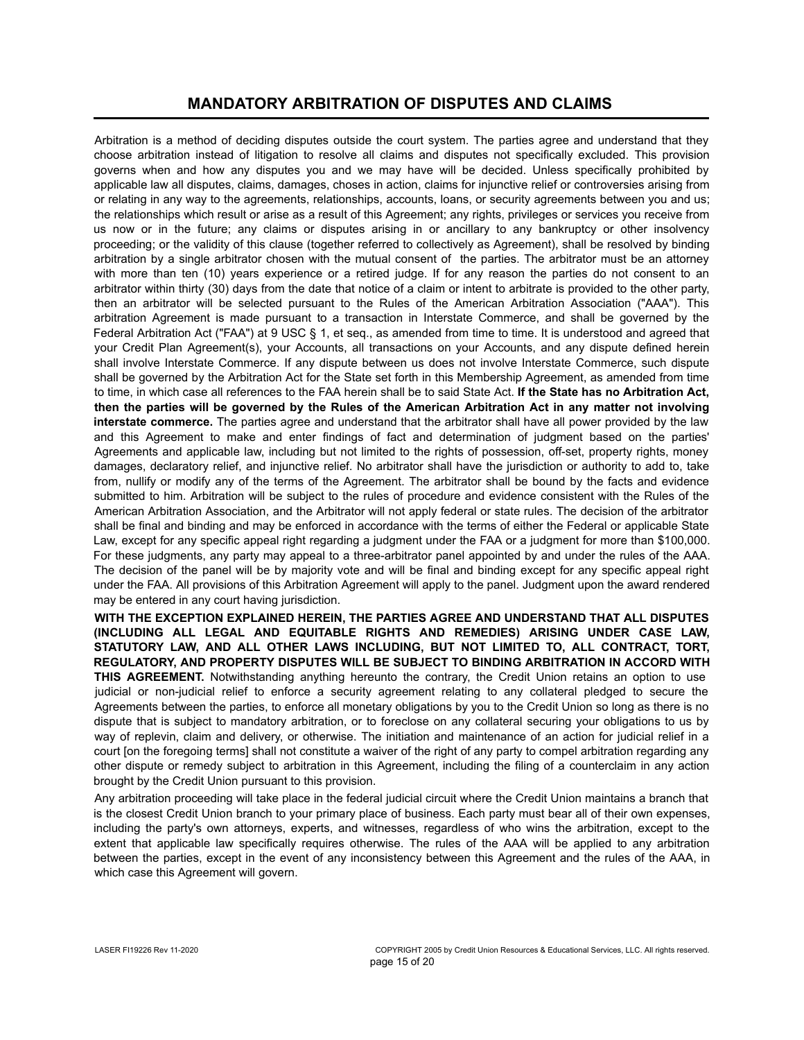## MANDATORY ARBITRATION OF DISPUTES AND CLAIMS

Arbitration is a method of deciding disputes outside the court system. The parties agree and understand that they choose arbitration instead of litigation to resolve all claims and disputes not specifically excluded. This provision governs when and how any disputes you and we may have will be decided. Unless specifically prohibited by applicable law all disputes, claims, damages, choses in action, claims for injunctive relief or controversies arising from or relating in any way to the agreements, relationships, accounts, loans, or security agreements between you and us; the relationships which result or arise as a result of this Agreement; any rights, privileges or services you receive from us now or in the future; any claims or disputes arising in or ancillary to any bankruptcy or other insolvency proceeding; or the validity of this clause (together referred to collectively as Agreement), shall be resolved by binding arbitration by a single arbitrator chosen with the mutual consent of the parties. The arbitrator must be an attorney with more than ten (10) years experience or a retired judge. If for any reason the parties do not consent to an arbitrator within thirty (30) days from the date that notice of a claim or intent to arbitrate is provided to the other party, then an arbitrator will be selected pursuant to the Rules of the American Arbitration Association ("AAA"). This arbitration Agreement is made pursuant to a transaction in Interstate Commerce, and shall be governed by the Federal Arbitration Act ("FAA") at 9 USC § 1, et seq., as amended from time to time. It is understood and agreed that your Credit Plan Agreement(s), your Accounts, all transactions on your Accounts, and any dispute defined herein shall involve Interstate Commerce. If any dispute between us does not involve Interstate Commerce, such dispute shall be governed by the Arbitration Act for the State set forth in this Membership Agreement, as amended from time to time, in which case all references to the FAA herein shall be to said State Act. **If the State has no Arbitration Act, then the parties will be governed by the Rules of the American Arbitration Act in any matter not involving interstate commerce.** The parties agree and understand that the arbitrator shall have all power provided by the law and this Agreement to make and enter findings of fact and determination of judgment based on the parties' Agreements and applicable law, including but not limited to the rights of possession, off-set, property rights, money damages, declaratory relief, and injunctive relief. No arbitrator shall have the jurisdiction or authority to add to, take from, nullify or modify any of the terms of the Agreement. The arbitrator shall be bound by the facts and evidence submitted to him. Arbitration will be subject to the rules of procedure and evidence consistent with the Rules of the American Arbitration Association, and the Arbitrator will not apply federal or state rules. The decision of the arbitrator shall be final and binding and may be enforced in accordance with the terms of either the Federal or applicable State Law, except for any specific appeal right regarding a judgment under the FAA or a judgment for more than $100,000. For these judgments, any party may appeal to a three-arbitrator panel appointed by and under the rules of the AAA. The decision of the panel will be by majority vote and will be final and binding except for any specific appeal right under the FAA. All provisions of this Arbitration Agreement will apply to the panel. Judgment upon the award rendered may be entered in any court having jurisdiction.

**WITH THE EXCEPTION EXPLAINED HEREIN, THE PARTIES AGREE AND UNDERSTAND THAT ALL DISPUTES (INCLUDING ALL LEGAL AND EQUITABLE RIGHTS AND REMEDIES) ARISING UNDER CASE LAW, STATUTORY LAW, AND ALL OTHER LAWS INCLUDING, BUT NOT LIMITED TO, ALL CONTRACT, TORT, REGULATORY, AND PROPERTY DISPUTES WILL BE SUBJECT TO BINDING ARBITRATION IN ACCORD WITH THIS AGREEMENT.** Notwithstanding anything hereunto the contrary, the Credit Union retains an option to use judicial or non-judicial relief to enforce a security agreement relating to any collateral pledged to secure the Agreements between the parties, to enforce all monetary obligations by you to the Credit Union so long as there is no dispute that is subject to mandatory arbitration, or to foreclose on any collateral securing your obligations to us by way of replevin, claim and delivery, or otherwise. The initiation and maintenance of an action for judicial relief in a court [on the foregoing terms] shall not constitute a waiver of the right of any party to compel arbitration regarding any other dispute or remedy subject to arbitration in this Agreement, including the filing of a counterclaim in any action brought by the Credit Union pursuant to this provision.

Any arbitration proceeding will take place in the federal judicial circuit where the Credit Union maintains a branch that is the closest Credit Union branch to your primary place of business. Each party must bear all of their own expenses, including the party's own attorneys, experts, and witnesses, regardless of who wins the arbitration, except to the extent that applicable law specifically requires otherwise. The rules of the AAA will be applied to any arbitration between the parties, except in the event of any inconsistency between this Agreement and the rules of the AAA, in which case this Agreement will govern.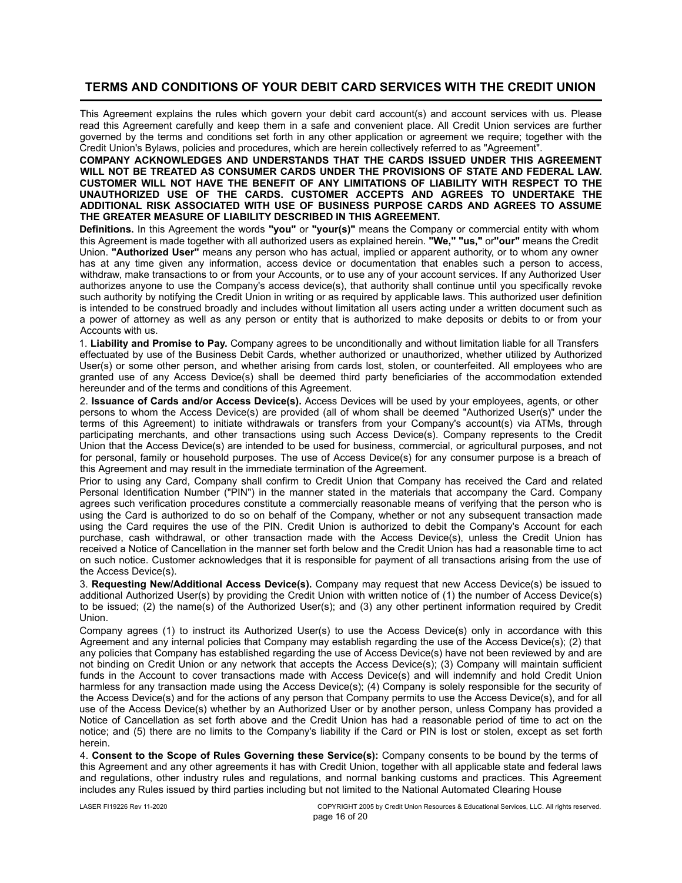## TERMS AND CONDITIONS OF YOUR DEBIT CARD SERVICES WITH THE CREDIT UNION

This Agreement explains the rules which govern your debit card account(s) and account services with us. Please read this Agreement carefully and keep them in a safe and convenient place. All Credit Union services are further governed by the terms and conditions set forth in any other application or agreement we require; together with the Credit Union's Bylaws, policies and procedures, which are herein collectively referred to as "Agreement".

**COMPANY ACKNOWLEDGES AND UNDERSTANDS THAT THE CARDS ISSUED UNDER THIS AGREEMENT WILL NOT BE TREATED AS CONSUMER CARDS UNDER THE PROVISIONS OF STATE AND FEDERAL LAW. CUSTOMER WILL NOT HAVE THE BENEFIT OF ANY LIMITATIONS OF LIABILITY WITH RESPECT TO THE UNAUTHORIZED USE OF THE CARDS. CUSTOMER ACCEPTS AND AGREES TO UNDERTAKE THE ADDITIONAL RISK ASSOCIATED WITH USE OF BUSINESS PURPOSE CARDS AND AGREES TO ASSUME THE GREATER MEASURE OF LIABILITY DESCRIBED IN THIS AGREEMENT.**

**Definitions.** In this Agreement the words **"you"** or **"your(s)"** means the Company or commercial entity with whom this Agreement is made together with all authorized users as explained herein. **"We," "us,"** or **"our"** means the Credit Union. **"Authorized User"** means any person who has actual, implied or apparent authority, or to whom any owner has at any time given any information, access device or documentation that enables such a person to access, withdraw, make transactions to or from your Accounts, or to use any of your account services. If any Authorized User authorizes anyone to use the Company's access device(s), that authority shall continue until you specifically revoke such authority by notifying the Credit Union in writing or as required by applicable laws. This authorized user definition is intended to be construed broadly and includes without limitation all users acting under a written document such as a power of attorney as well as any person or entity that is authorized to make deposits or debits to or from your Accounts with us.

1. **Liability and Promise to Pay.** Company agrees to be unconditionally and without limitation liable for all Transfers effectuated by use of the Business Debit Cards, whether authorized or unauthorized, whether utilized by Authorized User(s) or some other person, and whether arising from cards lost, stolen, or counterfeited. All employees who are granted use of any Access Device(s) shall be deemed third party beneficiaries of the accommodation extended hereunder and of the terms and conditions of this Agreement.

2. **Issuance of Cards and/or Access Device(s).** Access Devices will be used by your employees, agents, or other persons to whom the Access Device(s) are provided (all of whom shall be deemed "Authorized User(s)" under the terms of this Agreement) to initiate withdrawals or transfers from your Company's account(s) via ATMs, through participating merchants, and other transactions using such Access Device(s). Company represents to the Credit Union that the Access Device(s) are intended to be used for business, commercial, or agricultural purposes, and not for personal, family or household purposes. The use of Access Device(s) for any consumer purpose is a breach of this Agreement and may result in the immediate termination of the Agreement.

Prior to using any Card, Company shall confirm to Credit Union that Company has received the Card and related Personal Identification Number ("PIN") in the manner stated in the materials that accompany the Card. Company agrees such verification procedures constitute a commercially reasonable means of verifying that the person who is using the Card is authorized to do so on behalf of the Company, whether or not any subsequent transaction made using the Card requires the use of the PIN. Credit Union is authorized to debit the Company's Account for each purchase, cash withdrawal, or other transaction made with the Access Device(s), unless the Credit Union has received a Notice of Cancellation in the manner set forth below and the Credit Union has had a reasonable time to act on such notice. Customer acknowledges that it is responsible for payment of all transactions arising from the use of the Access Device(s).

3. **Requesting New/Additional Access Device(s).** Company may request that new Access Device(s) be issued to additional Authorized User(s) by providing the Credit Union with written notice of (1) the number of Access Device(s) to be issued; (2) the name(s) of the Authorized User(s); and (3) any other pertinent information required by Credit Union.

Company agrees (1) to instruct its Authorized User(s) to use the Access Device(s) only in accordance with this Agreement and any internal policies that Company may establish regarding the use of the Access Device(s); (2) that any policies that Company has established regarding the use of Access Device(s) have not been reviewed by and are not binding on Credit Union or any network that accepts the Access Device(s); (3) Company will maintain sufficient funds in the Account to cover transactions made with Access Device(s) and will indemnify and hold Credit Union harmless for any transaction made using the Access Device(s); (4) Company is solely responsible for the security of the Access Device(s) and for the actions of any person that Company permits to use the Access Device(s), and for all use of the Access Device(s) whether by an Authorized User or by another person, unless Company has provided a Notice of Cancellation as set forth above and the Credit Union has had a reasonable period of time to act on the notice; and (5) there are no limits to the Company's liability if the Card or PIN is lost or stolen, except as set forth herein.

4. **Consent to the Scope of Rules Governing these Service(s):** Company consents to be bound by the terms of this Agreement and any other agreements it has with Credit Union, together with all applicable state and federal laws and regulations, other industry rules and regulations, and normal banking customs and practices. This Agreement includes any Rules issued by third parties including but not limited to the National Automated Clearing House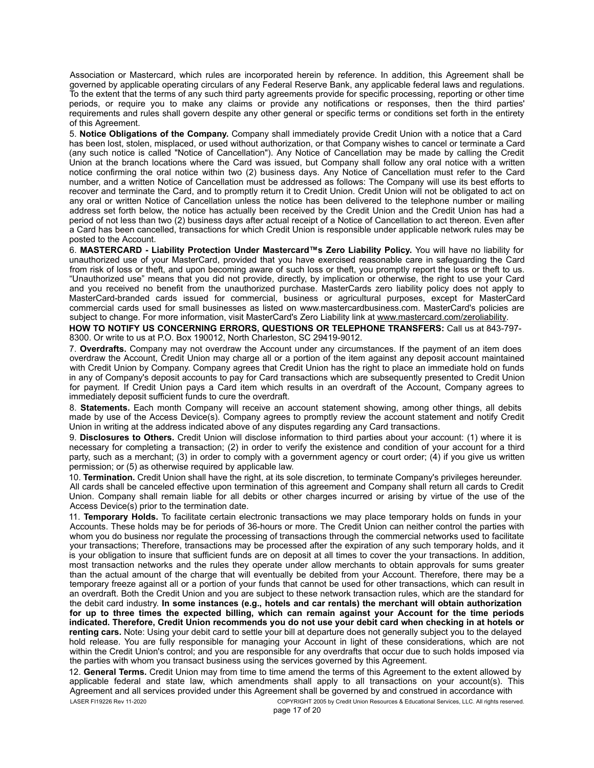Association or Mastercard, which rules are incorporated herein by reference. In addition, this Agreement shall be governed by applicable operating circulars of any Federal Reserve Bank, any applicable federal laws and regulations. To the extent that the terms of any such third party agreements provide for specific processing, reporting or other time periods, or require you to make any claims or provide any notifications or responses, then the third parties' requirements and rules shall govern despite any other general or specific terms or conditions set forth in the entirety of this Agreement.

5. **Notice Obligations of the Company.** Company shall immediately provide Credit Union with a notice that a Card has been lost, stolen, misplaced, or used without authorization, or that Company wishes to cancel or terminate a Card (any such notice is called "Notice of Cancellation"). Any Notice of Cancellation may be made by calling the Credit Union at the branch locations where the Card was issued, but Company shall follow any oral notice with a written notice confirming the oral notice within two (2) business days. Any Notice of Cancellation must refer to the Card number, and a written Notice of Cancellation must be addressed as follows: The Company will use its best efforts to recover and terminate the Card, and to promptly return it to Credit Union. Credit Union will not be obligated to act on any oral or written Notice of Cancellation unless the notice has been delivered to the telephone number or mailing address set forth below, the notice has actually been received by the Credit Union and the Credit Union has had a period of not less than two (2) business days after actual receipt of a Notice of Cancellation to act thereon. Even after a Card has been cancelled, transactions for which Credit Union is responsible under applicable network rules may be posted to the Account.

6. **MASTERCARD - Liability Protection Under Mastercard™s Zero Liability Policy.** You will have no liability for unauthorized use of your MasterCard, provided that you have exercised reasonable care in safeguarding the Card from risk of loss or theft, and upon becoming aware of such loss or theft, you promptly report the loss or theft to us. "Unauthorized use" means that you did not provide, directly, by implication or otherwise, the right to use your Card and you received no benefit from the unauthorized purchase. MasterCards zero liability policy does not apply to MasterCard-branded cards issued for commercial, business or agricultural purposes, except for MasterCard commercial cards used for small businesses as listed on www.mastercardbusiness.com. MasterCard's policies are subject to change. For more information, visit MasterCard's Zero Liability link at www.mastercard.com/zeroliability.

**HOW TO NOTIFY US CONCERNING ERRORS, QUESTIONS OR TELEPHONE TRANSFERS:** Call us at 843-797-8300. Or write to us at P.O. Box 190012, North Charleston, SC 29419-9012.

7. **Overdrafts.** Company may not overdraw the Account under any circumstances. If the payment of an item does overdraw the Account, Credit Union may charge all or a portion of the item against any deposit account maintained with Credit Union by Company. Company agrees that Credit Union has the right to place an immediate hold on funds in any of Company's deposit accounts to pay for Card transactions which are subsequently presented to Credit Union for payment. If Credit Union pays a Card item which results in an overdraft of the Account, Company agrees to immediately deposit sufficient funds to cure the overdraft.

8. **Statements.** Each month Company will receive an account statement showing, among other things, all debits made by use of the Access Device(s). Company agrees to promptly review the account statement and notify Credit Union in writing at the address indicated above of any disputes regarding any Card transactions.

9. **Disclosures to Others.** Credit Union will disclose information to third parties about your account: (1) where it is necessary for completing a transaction; (2) in order to verify the existence and condition of your account for a third party, such as a merchant; (3) in order to comply with a government agency or court order; (4) if you give us written permission; or (5) as otherwise required by applicable law.

10. **Termination.** Credit Union shall have the right, at its sole discretion, to terminate Company's privileges hereunder. All cards shall be canceled effective upon termination of this agreement and Company shall return all cards to Credit Union. Company shall remain liable for all debits or other charges incurred or arising by virtue of the use of the Access Device(s) prior to the termination date.

11. **Temporary Holds.** To facilitate certain electronic transactions we may place temporary holds on funds in your Accounts. These holds may be for periods of 36-hours or more. The Credit Union can neither control the parties with whom you do business nor regulate the processing of transactions through the commercial networks used to facilitate your transactions; Therefore, transactions may be processed after the expiration of any such temporary holds, and it is your obligation to insure that sufficient funds are on deposit at all times to cover the your transactions. In addition, most transaction networks and the rules they operate under allow merchants to obtain approvals for sums greater than the actual amount of the charge that will eventually be debited from your Account. Therefore, there may be a temporary freeze against all or a portion of your funds that cannot be used for other transactions, which can result in an overdraft. Both the Credit Union and you are subject to these network transaction rules, which are the standard for the debit card industry. **In some instances (e.g., hotels and car rentals) the merchant will obtain authorization for up to three times the expected billing, which can remain against your Account for the time periods indicated. Therefore, Credit Union recommends you do not use your debit card when checking in at hotels or renting cars.** Note: Using your debit card to settle your bill at departure does not generally subject you to the delayed hold release. You are fully responsible for managing your Account in light of these considerations, which are not within the Credit Union's control; and you are responsible for any overdrafts that occur due to such holds imposed via the parties with whom you transact business using the services governed by this Agreement.

12. **General Terms.** Credit Union may from time to time amend the terms of this Agreement to the extent allowed by applicable federal and state law, which amendments shall apply to all transactions on your account(s). This Agreement and all services provided under this Agreement shall be governed by and construed in accordance with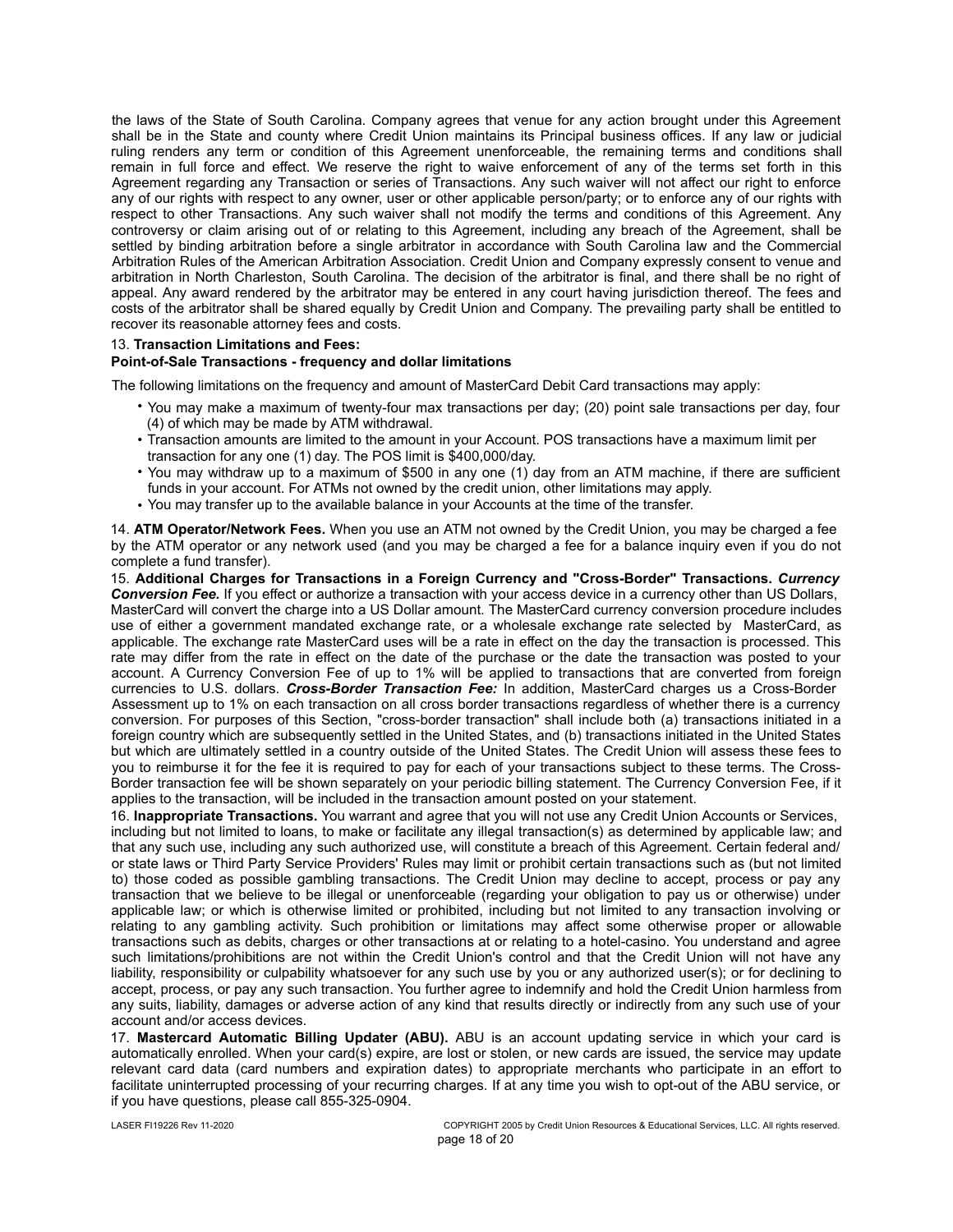the laws of the State of South Carolina. Company agrees that venue for any action brought under this Agreement shall be in the State and county where Credit Union maintains its Principal business offices. If any law or judicial ruling renders any term or condition of this Agreement unenforceable, the remaining terms and conditions shall remain in full force and effect. We reserve the right to waive enforcement of any of the terms set forth in this Agreement regarding any Transaction or series of Transactions. Any such waiver will not affect our right to enforce any of our rights with respect to any owner, user or other applicable person/party; or to enforce any of our rights with respect to other Transactions. Any such waiver shall not modify the terms and conditions of this Agreement. Any controversy or claim arising out of or relating to this Agreement, including any breach of the Agreement, shall be settled by binding arbitration before a single arbitrator in accordance with South Carolina law and the Commercial Arbitration Rules of the American Arbitration Association. Credit Union and Company expressly consent to venue and arbitration in North Charleston, South Carolina. The decision of the arbitrator is final, and there shall be no right of appeal. Any award rendered by the arbitrator may be entered in any court having jurisdiction thereof. The fees and costs of the arbitrator shall be shared equally by Credit Union and Company. The prevailing party shall be entitled to recover its reasonable attorney fees and costs.

13. **Transaction Limitations and Fees:**

**Point-of-Sale Transactions - frequency and dollar limitations**

The following limitations on the frequency and amount of MasterCard Debit Card transactions may apply:

- You may make a maximum of twenty-four max transactions per day; (20) point sale transactions per day, four (4) of which may be made by ATM withdrawal.
- Transaction amounts are limited to the amount in your Account. POS transactions have a maximum limit per transaction for any one (1) day. The POS limit is $400,000/day.
- You may withdraw up to a maximum of $500 in any one (1) day from an ATM machine, if there are sufficient funds in your account. For ATMs not owned by the credit union, other limitations may apply.
- You may transfer up to the available balance in your Accounts at the time of the transfer.

14. **ATM Operator/Network Fees.** When you use an ATM not owned by the Credit Union, you may be charged a fee by the ATM operator or any network used (and you may be charged a fee for a balance inquiry even if you do not complete a fund transfer).

15. **Additional Charges for Transactions in a Foreign Currency and "Cross-Border" Transactions.** ***Currency Conversion Fee.*** If you effect or authorize a transaction with your access device in a currency other than US Dollars, MasterCard will convert the charge into a US Dollar amount. The MasterCard currency conversion procedure includes use of either a government mandated exchange rate, or a wholesale exchange rate selected by MasterCard, as applicable. The exchange rate MasterCard uses will be a rate in effect on the day the transaction is processed. This rate may differ from the rate in effect on the date of the purchase or the date the transaction was posted to your account. A Currency Conversion Fee of up to 1% will be applied to transactions that are converted from foreign currencies to U.S. dollars. ***Cross-Border Transaction Fee:*** In addition, MasterCard charges us a Cross-Border Assessment up to 1% on each transaction on all cross border transactions regardless of whether there is a currency conversion. For purposes of this Section, "cross-border transaction" shall include both (a) transactions initiated in a foreign country which are subsequently settled in the United States, and (b) transactions initiated in the United States but which are ultimately settled in a country outside of the United States. The Credit Union will assess these fees to you to reimburse it for the fee it is required to pay for each of your transactions subject to these terms. The Cross-Border transaction fee will be shown separately on your periodic billing statement. The Currency Conversion Fee, if it applies to the transaction, will be included in the transaction amount posted on your statement.

16. **Inappropriate Transactions.** You warrant and agree that you will not use any Credit Union Accounts or Services, including but not limited to loans, to make or facilitate any illegal transaction(s) as determined by applicable law; and that any such use, including any such authorized use, will constitute a breach of this Agreement. Certain federal and/ or state laws or Third Party Service Providers' Rules may limit or prohibit certain transactions such as (but not limited to) those coded as possible gambling transactions. The Credit Union may decline to accept, process or pay any transaction that we believe to be illegal or unenforceable (regarding your obligation to pay us or otherwise) under applicable law; or which is otherwise limited or prohibited, including but not limited to any transaction involving or relating to any gambling activity. Such prohibition or limitations may affect some otherwise proper or allowable transactions such as debits, charges or other transactions at or relating to a hotel-casino. You understand and agree such limitations/prohibitions are not within the Credit Union's control and that the Credit Union will not have any liability, responsibility or culpability whatsoever for any such use by you or any authorized user(s); or for declining to accept, process, or pay any such transaction. You further agree to indemnify and hold the Credit Union harmless from any suits, liability, damages or adverse action of any kind that results directly or indirectly from any such use of your account and/or access devices.

17. **Mastercard Automatic Billing Updater (ABU).** ABU is an account updating service in which your card is automatically enrolled. When your card(s) expire, are lost or stolen, or new cards are issued, the service may update relevant card data (card numbers and expiration dates) to appropriate merchants who participate in an effort to facilitate uninterrupted processing of your recurring charges. If at any time you wish to opt-out of the ABU service, or if you have questions, please call 855-325-0904.

LASER FI19226 Rev 11-2020 COPYRIGHT 2005 by Credit Union Resources & Educational Services, LLC. All rights reserved.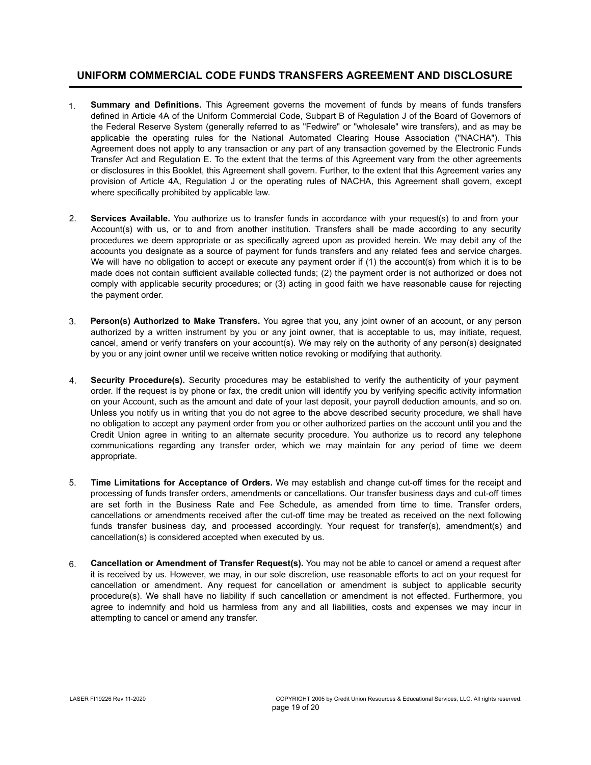## UNIFORM COMMERCIAL CODE FUNDS TRANSFERS AGREEMENT AND DISCLOSURE

1. **Summary and Definitions.** This Agreement governs the movement of funds by means of funds transfers defined in Article 4A of the Uniform Commercial Code, Subpart B of Regulation J of the Board of Governors of the Federal Reserve System (generally referred to as "Fedwire" or "wholesale" wire transfers), and as may be applicable the operating rules for the National Automated Clearing House Association ("NACHA"). This Agreement does not apply to any transaction or any part of any transaction governed by the Electronic Funds Transfer Act and Regulation E. To the extent that the terms of this Agreement vary from the other agreements or disclosures in this Booklet, this Agreement shall govern. Further, to the extent that this Agreement varies any provision of Article 4A, Regulation J or the operating rules of NACHA, this Agreement shall govern, except where specifically prohibited by applicable law.

2. **Services Available.** You authorize us to transfer funds in accordance with your request(s) to and from your Account(s) with us, or to and from another institution. Transfers shall be made according to any security procedures we deem appropriate or as specifically agreed upon as provided herein. We may debit any of the accounts you designate as a source of payment for funds transfers and any related fees and service charges. We will have no obligation to accept or execute any payment order if (1) the account(s) from which it is to be made does not contain sufficient available collected funds; (2) the payment order is not authorized or does not comply with applicable security procedures; or (3) acting in good faith we have reasonable cause for rejecting the payment order.

3. **Person(s) Authorized to Make Transfers.** You agree that you, any joint owner of an account, or any person authorized by a written instrument by you or any joint owner, that is acceptable to us, may initiate, request, cancel, amend or verify transfers on your account(s). We may rely on the authority of any person(s) designated by you or any joint owner until we receive written notice revoking or modifying that authority.

4. **Security Procedure(s).** Security procedures may be established to verify the authenticity of your payment order. If the request is by phone or fax, the credit union will identify you by verifying specific activity information on your Account, such as the amount and date of your last deposit, your payroll deduction amounts, and so on. Unless you notify us in writing that you do not agree to the above described security procedure, we shall have no obligation to accept any payment order from you or other authorized parties on the account until you and the Credit Union agree in writing to an alternate security procedure. You authorize us to record any telephone communications regarding any transfer order, which we may maintain for any period of time we deem appropriate.

5. **Time Limitations for Acceptance of Orders.** We may establish and change cut-off times for the receipt and processing of funds transfer orders, amendments or cancellations. Our transfer business days and cut-off times are set forth in the Business Rate and Fee Schedule, as amended from time to time. Transfer orders, cancellations or amendments received after the cut-off time may be treated as received on the next following funds transfer business day, and processed accordingly. Your request for transfer(s), amendment(s) and cancellation(s) is considered accepted when executed by us.

6. **Cancellation or Amendment of Transfer Request(s).** You may not be able to cancel or amend a request after it is received by us. However, we may, in our sole discretion, use reasonable efforts to act on your request for cancellation or amendment. Any request for cancellation or amendment is subject to applicable security procedure(s). We shall have no liability if such cancellation or amendment is not effected. Furthermore, you agree to indemnify and hold us harmless from any and all liabilities, costs and expenses we may incur in attempting to cancel or amend any transfer.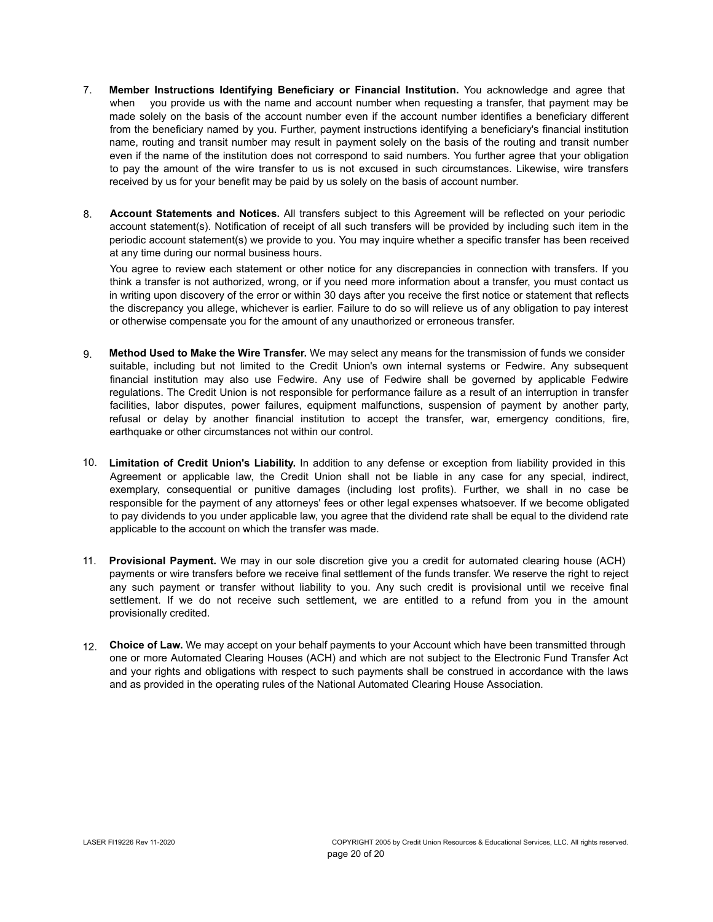7. **Member Instructions Identifying Beneficiary or Financial Institution.** You acknowledge and agree that when you provide us with the name and account number when requesting a transfer, that payment may be made solely on the basis of the account number even if the account number identifies a beneficiary different from the beneficiary named by you. Further, payment instructions identifying a beneficiary's financial institution name, routing and transit number may result in payment solely on the basis of the routing and transit number even if the name of the institution does not correspond to said numbers. You further agree that your obligation to pay the amount of the wire transfer to us is not excused in such circumstances. Likewise, wire transfers received by us for your benefit may be paid by us solely on the basis of account number.

8. **Account Statements and Notices.** All transfers subject to this Agreement will be reflected on your periodic account statement(s). Notification of receipt of all such transfers will be provided by including such item in the periodic account statement(s) we provide to you. You may inquire whether a specific transfer has been received at any time during our normal business hours.

   You agree to review each statement or other notice for any discrepancies in connection with transfers. If you think a transfer is not authorized, wrong, or if you need more information about a transfer, you must contact us in writing upon discovery of the error or within 30 days after you receive the first notice or statement that reflects the discrepancy you allege, whichever is earlier. Failure to do so will relieve us of any obligation to pay interest or otherwise compensate you for the amount of any unauthorized or erroneous transfer.

9. **Method Used to Make the Wire Transfer.** We may select any means for the transmission of funds we consider suitable, including but not limited to the Credit Union's own internal systems or Fedwire. Any subsequent financial institution may also use Fedwire. Any use of Fedwire shall be governed by applicable Fedwire regulations. The Credit Union is not responsible for performance failure as a result of an interruption in transfer facilities, labor disputes, power failures, equipment malfunctions, suspension of payment by another party, refusal or delay by another financial institution to accept the transfer, war, emergency conditions, fire, earthquake or other circumstances not within our control.

10. **Limitation of Credit Union's Liability.** In addition to any defense or exception from liability provided in this Agreement or applicable law, the Credit Union shall not be liable in any case for any special, indirect, exemplary, consequential or punitive damages (including lost profits). Further, we shall in no case be responsible for the payment of any attorneys' fees or other legal expenses whatsoever. If we become obligated to pay dividends to you under applicable law, you agree that the dividend rate shall be equal to the dividend rate applicable to the account on which the transfer was made.

11. **Provisional Payment.** We may in our sole discretion give you a credit for automated clearing house (ACH) payments or wire transfers before we receive final settlement of the funds transfer. We reserve the right to reject any such payment or transfer without liability to you. Any such credit is provisional until we receive final settlement. If we do not receive such settlement, we are entitled to a refund from you in the amount provisionally credited.

12. **Choice of Law.** We may accept on your behalf payments to your Account which have been transmitted through one or more Automated Clearing Houses (ACH) and which are not subject to the Electronic Fund Transfer Act and your rights and obligations with respect to such payments shall be construed in accordance with the laws and as provided in the operating rules of the National Automated Clearing House Association.